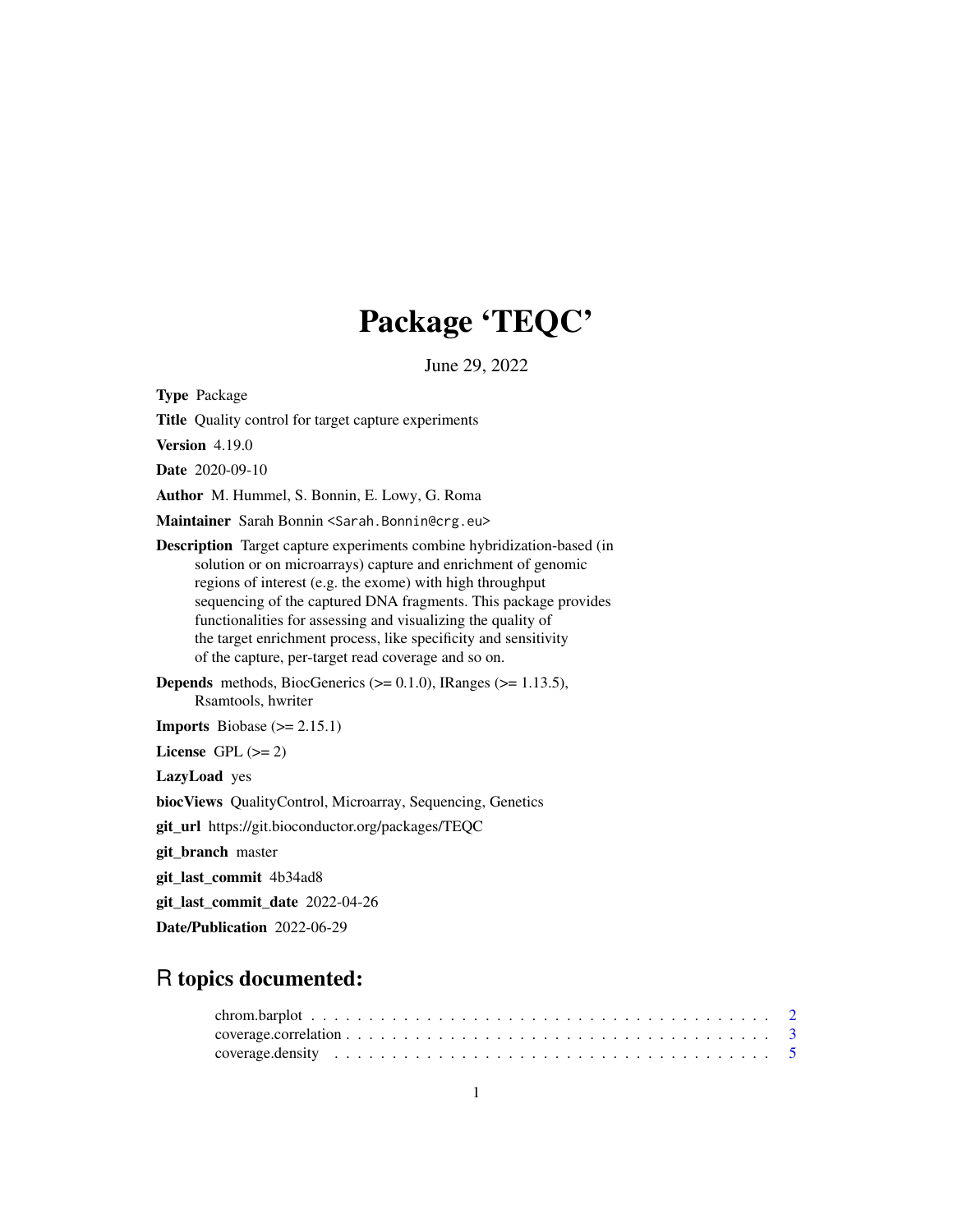# Package 'TEQC'

June 29, 2022

**Type** Package

**Title** Quality control for target capture experiments

**Version** 4.19.0

**Date** 2020-09-10

**Author** M. Hummel, S. Bonnin, E. Lowy, G. Roma

**Maintainer** Sarah Bonnin <Sarah.Bonnin@crg.eu>

**Description** Target capture experiments combine hybridization-based (in solution or on microarrays) capture and enrichment of genomic regions of interest (e.g. the exome) with high throughput sequencing of the captured DNA fragments. This package provides functionalities for assessing and visualizing the quality of the target enrichment process, like specificity and sensitivity of the capture, per-target read coverage and so on.

**Depends** methods, BiocGenerics (>= 0.1.0), IRanges (>= 1.13.5), Rsamtools, hwriter

**Imports** Biobase (>= 2.15.1)

**License** GPL (>= 2)

**LazyLoad** yes

**biocViews** QualityControl, Microarray, Sequencing, Genetics

**git_url** https://git.bioconductor.org/packages/TEQC

**git_branch** master

**git_last_commit** 4b34ad8

**git_last_commit_date** 2022-04-26

**Date/Publication** 2022-06-29

## R topics documented:

chrom.barplot . . . . . . . . . . . . . . . . . . . . . . . . . . . . . . . . . . . . . . . . . . 2
coverage.correlation . . . . . . . . . . . . . . . . . . . . . . . . . . . . . . . . . . . . . . 3
coverage.density . . . . . . . . . . . . . . . . . . . . . . . . . . . . . . . . . . . . . . . . 5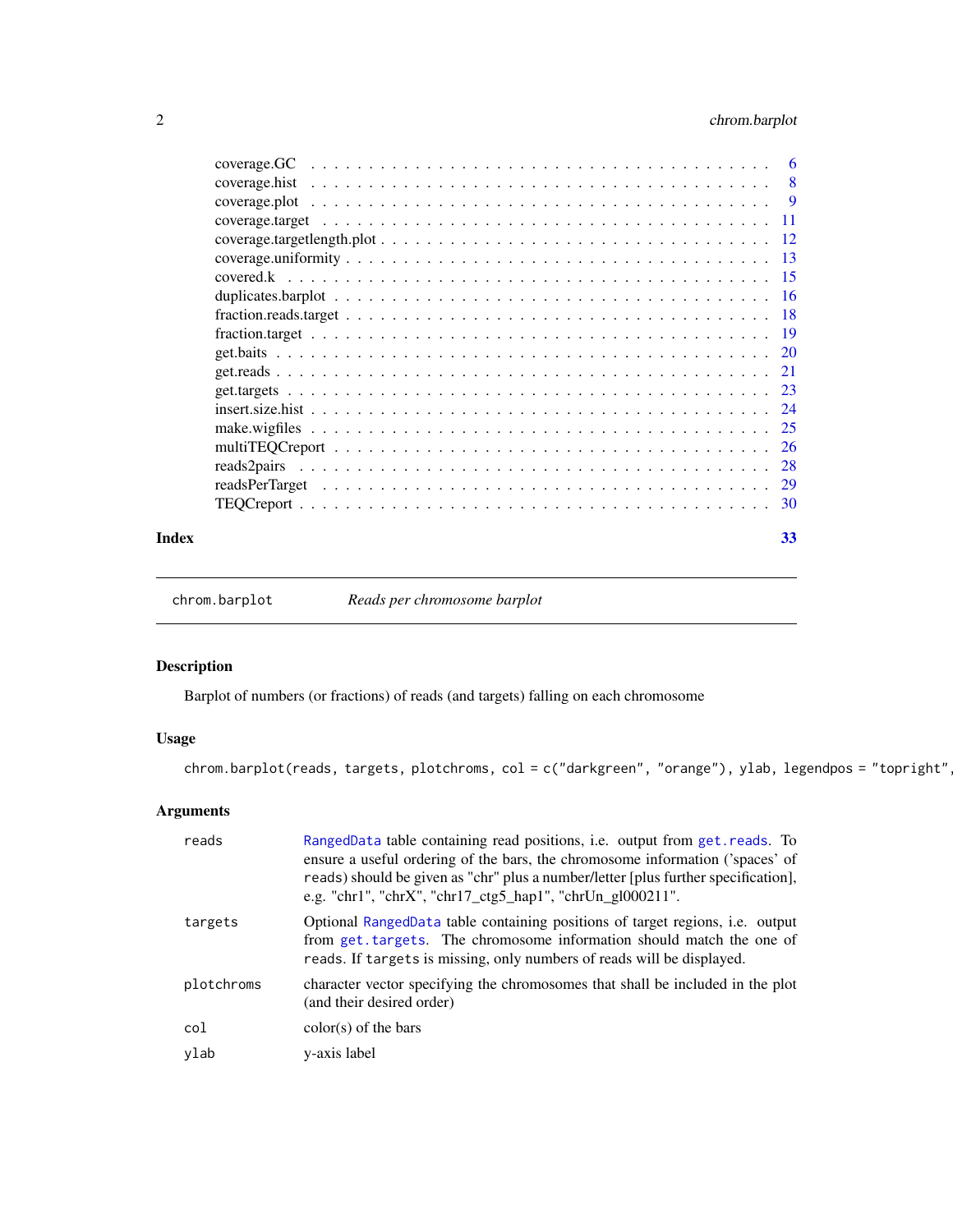coverage.GC . . . . . . . . . . . . . . . . . . . . . . . . . . . . . . . . . . . . . . . . 6
coverage.hist . . . . . . . . . . . . . . . . . . . . . . . . . . . . . . . . . . . . . . . . 8
coverage.plot . . . . . . . . . . . . . . . . . . . . . . . . . . . . . . . . . . . . . . . . 9
coverage.target . . . . . . . . . . . . . . . . . . . . . . . . . . . . . . . . . . . . . . . 11
coverage.targetlength.plot . . . . . . . . . . . . . . . . . . . . . . . . . . . . . . . . . . 12
coverage.uniformity . . . . . . . . . . . . . . . . . . . . . . . . . . . . . . . . . . . . . . 13
covered.k . . . . . . . . . . . . . . . . . . . . . . . . . . . . . . . . . . . . . . . . . . 15
duplicates.barplot . . . . . . . . . . . . . . . . . . . . . . . . . . . . . . . . . . . . . . 16
fraction.reads.target . . . . . . . . . . . . . . . . . . . . . . . . . . . . . . . . . . . . 18
fraction.target . . . . . . . . . . . . . . . . . . . . . . . . . . . . . . . . . . . . . . . 19
get.baits . . . . . . . . . . . . . . . . . . . . . . . . . . . . . . . . . . . . . . . . . . 20
get.reads . . . . . . . . . . . . . . . . . . . . . . . . . . . . . . . . . . . . . . . . . . 21
get.targets . . . . . . . . . . . . . . . . . . . . . . . . . . . . . . . . . . . . . . . . . 23
insert.size.hist . . . . . . . . . . . . . . . . . . . . . . . . . . . . . . . . . . . . . . . 24
make.wigfiles . . . . . . . . . . . . . . . . . . . . . . . . . . . . . . . . . . . . . . . . 25
multiTEQCreport . . . . . . . . . . . . . . . . . . . . . . . . . . . . . . . . . . . . . . . 26
reads2pairs . . . . . . . . . . . . . . . . . . . . . . . . . . . . . . . . . . . . . . . . . 28
readsPerTarget . . . . . . . . . . . . . . . . . . . . . . . . . . . . . . . . . . . . . . . . 29
TEQCreport . . . . . . . . . . . . . . . . . . . . . . . . . . . . . . . . . . . . . . . . . 30

**Index** 33

---

`chrom.barplot` *Reads per chromosome barplot*

---

## Description

Barplot of numbers (or fractions) of reads (and targets) falling on each chromosome

## Usage

```
chrom.barplot(reads, targets, plotchroms, col = c("darkgreen", "orange"), ylab, legendpos = "topright",
```

## Arguments

| | |
|---|---|
| `reads` | RangedData table containing read positions, i.e. output from `get.reads`. To ensure a useful ordering of the bars, the chromosome information ('spaces' of `reads`) should be given as "chr" plus a number/letter [plus further specification], e.g. "chr1", "chrX", "chr17_ctg5_hap1", "chrUn_gl000211". |
| `targets` | Optional RangedData table containing positions of target regions, i.e. output from `get.targets`. The chromosome information should match the one of `reads`. If `targets` is missing, only numbers of reads will be displayed. |
| `plotchroms` | character vector specifying the chromosomes that shall be included in the plot (and their desired order) |
| `col` | color(s) of the bars |
| `ylab` | y-axis label |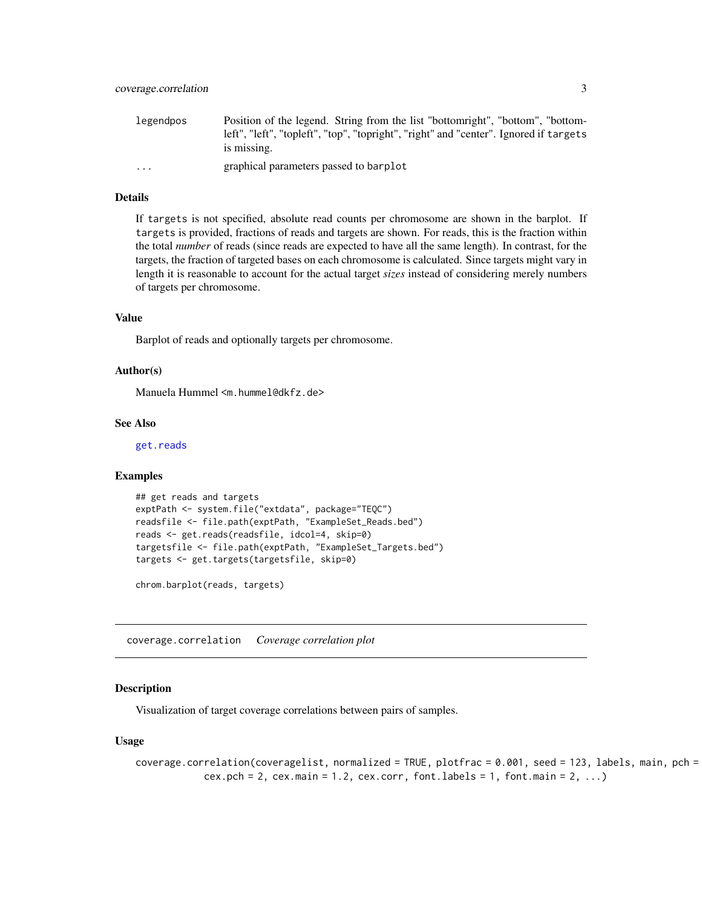| | |
|---|---|
| legendpos | Position of the legend. String from the list "bottomright", "bottom", "bottomleft", "left", "topleft", "top", "topright", "right" and "center". Ignored if targets is missing. |
| ... | graphical parameters passed to barplot |

### Details

If targets is not specified, absolute read counts per chromosome are shown in the barplot. If targets is provided, fractions of reads and targets are shown. For reads, this is the fraction within the total *number* of reads (since reads are expected to have all the same length). In contrast, for the targets, the fraction of targeted bases on each chromosome is calculated. Since targets might vary in length it is reasonable to account for the actual target *sizes* instead of considering merely numbers of targets per chromosome.

### Value

Barplot of reads and optionally targets per chromosome.

### Author(s)

Manuela Hummel <m.hummel@dkfz.de>

### See Also

get.reads

### Examples

```
## get reads and targets
exptPath <- system.file("extdata", package="TEQC")
readsfile <- file.path(exptPath, "ExampleSet_Reads.bed")
reads <- get.reads(readsfile, idcol=4, skip=0)
targetsfile <- file.path(exptPath, "ExampleSet_Targets.bed")
targets <- get.targets(targetsfile, skip=0)

chrom.barplot(reads, targets)
```

---

## coverage.correlation *Coverage correlation plot*

### Description

Visualization of target coverage correlations between pairs of samples.

### Usage

```
coverage.correlation(coveragelist, normalized = TRUE, plotfrac = 0.001, seed = 123, labels, main, pch =
            cex.pch = 2, cex.main = 1.2, cex.corr, font.labels = 1, font.main = 2, ...)
```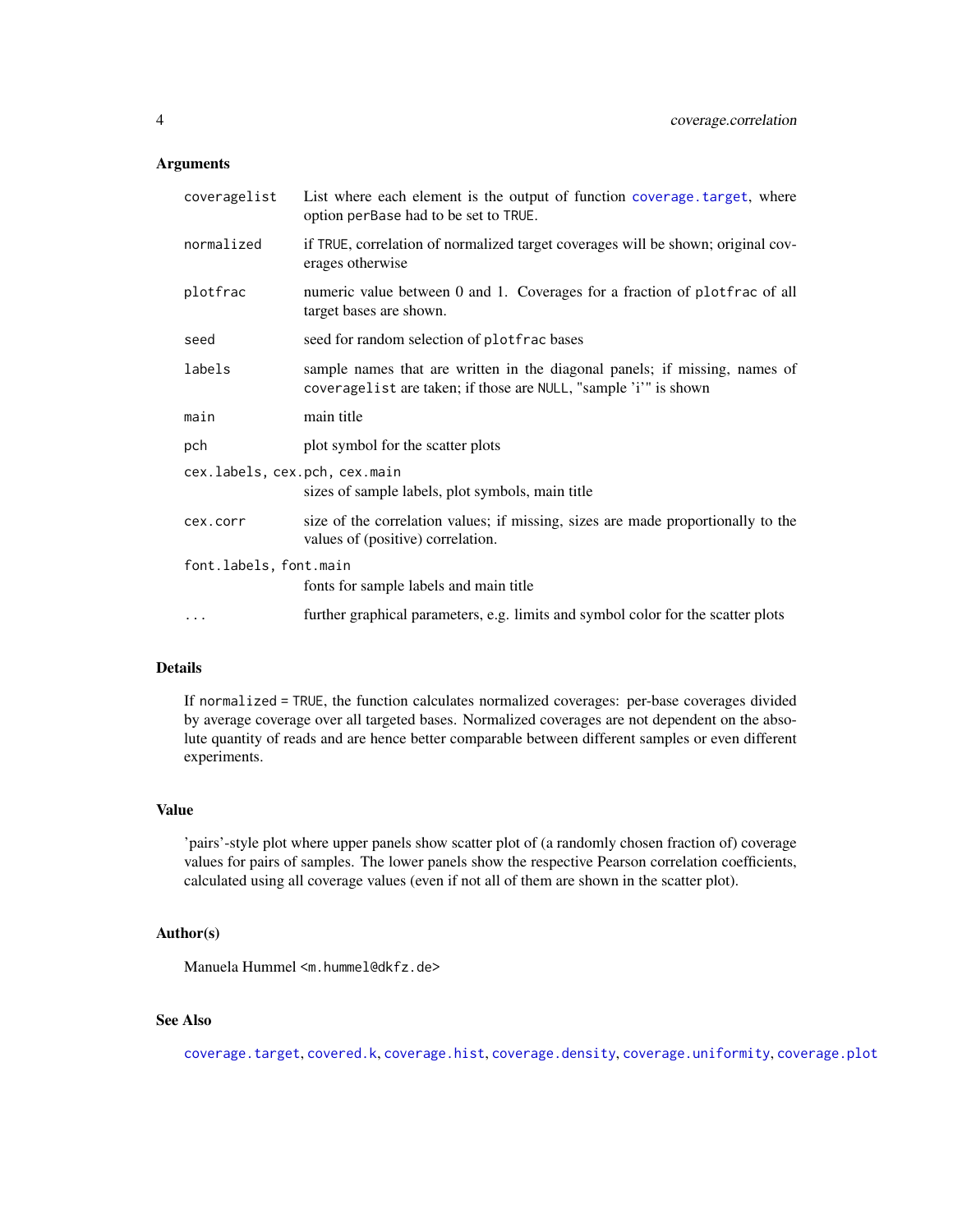## Arguments

| | |
|---|---|
| `coveragelist` | List where each element is the output of function `coverage.target`, where option `perBase` had to be set to `TRUE`. |
| `normalized` | if `TRUE`, correlation of normalized target coverages will be shown; original coverages otherwise |
| `plotfrac` | numeric value between 0 and 1. Coverages for a fraction of `plotfrac` of all target bases are shown. |
| `seed` | seed for random selection of `plotfrac` bases |
| `labels` | sample names that are written in the diagonal panels; if missing, names of `coveragelist` are taken; if those are `NULL`, "sample 'i'" is shown |
| `main` | main title |
| `pch` | plot symbol for the scatter plots |
| `cex.labels, cex.pch, cex.main` | sizes of sample labels, plot symbols, main title |
| `cex.corr` | size of the correlation values; if missing, sizes are made proportionally to the values of (positive) correlation. |
| `font.labels, font.main` | fonts for sample labels and main title |
| `...` | further graphical parameters, e.g. limits and symbol color for the scatter plots |

## Details

If `normalized = TRUE`, the function calculates normalized coverages: per-base coverages divided by average coverage over all targeted bases. Normalized coverages are not dependent on the absolute quantity of reads and are hence better comparable between different samples or even different experiments.

## Value

'pairs'-style plot where upper panels show scatter plot of (a randomly chosen fraction of) coverage values for pairs of samples. The lower panels show the respective Pearson correlation coefficients, calculated using all coverage values (even if not all of them are shown in the scatter plot).

## Author(s)

Manuela Hummel <m.hummel@dkfz.de>

## See Also

`coverage.target`, `covered.k`, `coverage.hist`, `coverage.density`, `coverage.uniformity`, `coverage.plot`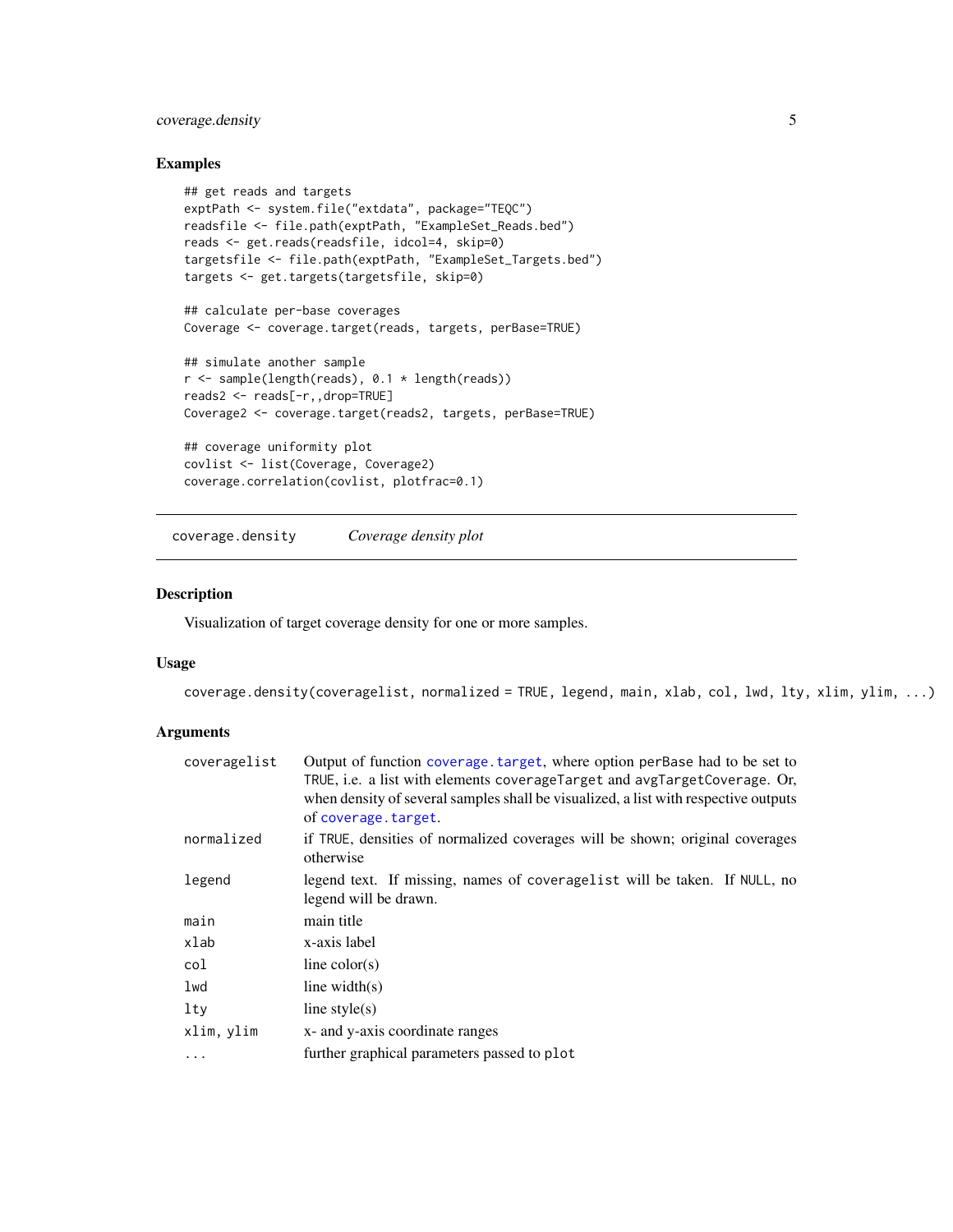### Examples

```
## get reads and targets
exptPath <- system.file("extdata", package="TEQC")
readsfile <- file.path(exptPath, "ExampleSet_Reads.bed")
reads <- get.reads(readsfile, idcol=4, skip=0)
targetsfile <- file.path(exptPath, "ExampleSet_Targets.bed")
targets <- get.targets(targetsfile, skip=0)

## calculate per-base coverages
Coverage <- coverage.target(reads, targets, perBase=TRUE)

## simulate another sample
r <- sample(length(reads), 0.1 * length(reads))
reads2 <- reads[-r,,drop=TRUE]
Coverage2 <- coverage.target(reads2, targets, perBase=TRUE)

## coverage uniformity plot
covlist <- list(Coverage, Coverage2)
coverage.correlation(covlist, plotfrac=0.1)
```

---

## `coverage.density` *Coverage density plot*

---

### Description

Visualization of target coverage density for one or more samples.

### Usage

```
coverage.density(coveragelist, normalized = TRUE, legend, main, xlab, col, lwd, lty, xlim, ylim, ...)
```

### Arguments

| | |
|---|---|
| `coveragelist` | Output of function `coverage.target`, where option `perBase` had to be set to `TRUE`, i.e. a list with elements `coverageTarget` and `avgTargetCoverage`. Or, when density of several samples shall be visualized, a list with respective outputs of `coverage.target`. |
| `normalized` | if `TRUE`, densities of normalized coverages will be shown; original coverages otherwise |
| `legend` | legend text. If missing, names of `coveragelist` will be taken. If `NULL`, no legend will be drawn. |
| `main` | main title |
| `xlab` | x-axis label |
| `col` | line color(s) |
| `lwd` | line width(s) |
| `lty` | line style(s) |
| `xlim, ylim` | x- and y-axis coordinate ranges |
| `...` | further graphical parameters passed to `plot` |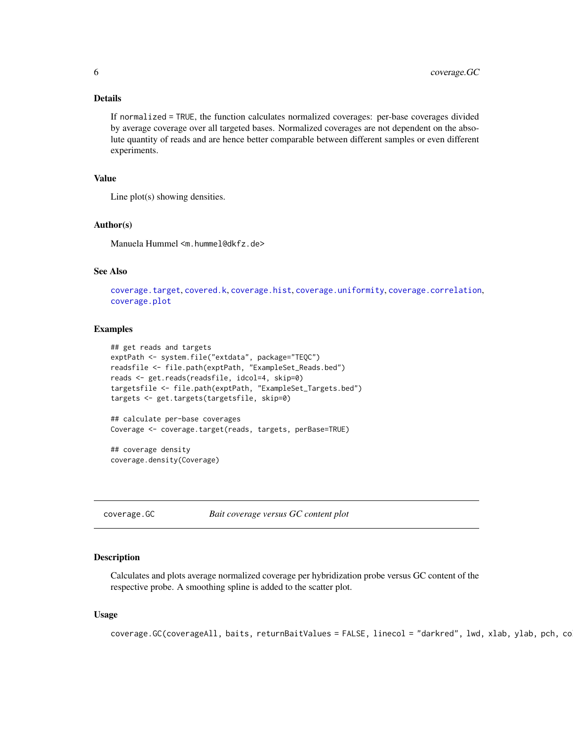### Details

If `normalized = TRUE`, the function calculates normalized coverages: per-base coverages divided by average coverage over all targeted bases. Normalized coverages are not dependent on the absolute quantity of reads and are hence better comparable between different samples or even different experiments.

### Value

Line plot(s) showing densities.

### Author(s)

Manuela Hummel <m.hummel@dkfz.de>

### See Also

coverage.target, covered.k, coverage.hist, coverage.uniformity, coverage.correlation, coverage.plot

### Examples

```
## get reads and targets
exptPath <- system.file("extdata", package="TEQC")
readsfile <- file.path(exptPath, "ExampleSet_Reads.bed")
reads <- get.reads(readsfile, idcol=4, skip=0)
targetsfile <- file.path(exptPath, "ExampleSet_Targets.bed")
targets <- get.targets(targetsfile, skip=0)

## calculate per-base coverages
Coverage <- coverage.target(reads, targets, perBase=TRUE)

## coverage density
coverage.density(Coverage)
```

---

## coverage.GC — *Bait coverage versus GC content plot*

### Description

Calculates and plots average normalized coverage per hybridization probe versus GC content of the respective probe. A smoothing spline is added to the scatter plot.

### Usage

```
coverage.GC(coverageAll, baits, returnBaitValues = FALSE, linecol = "darkred", lwd, xlab, ylab, pch, co
```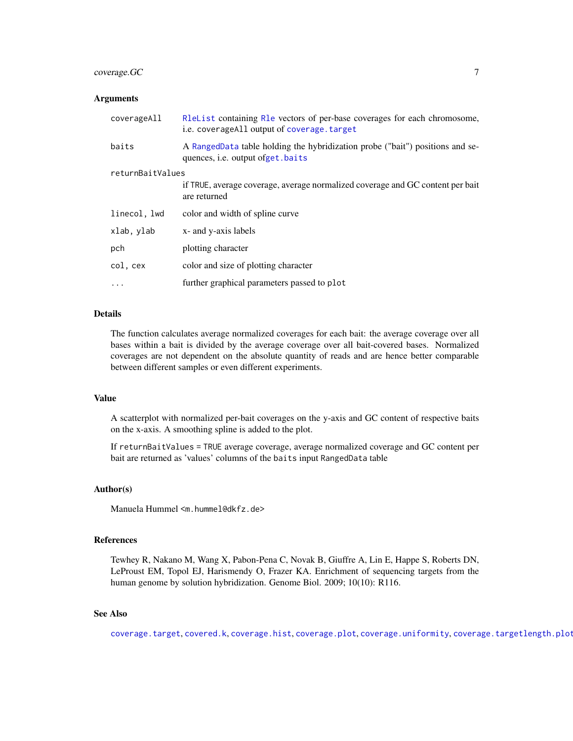## Arguments

| | |
|---|---|
| `coverageAll` | `RleList` containing `Rle` vectors of per-base coverages for each chromosome, i.e. `coverageAll` output of `coverage.target` |
| `baits` | A `RangedData` table holding the hybridization probe ("bait") positions and sequences, i.e. output of`get.baits` |
| `returnBaitValues` | if `TRUE`, average coverage, average normalized coverage and GC content per bait are returned |
| `linecol, lwd` | color and width of spline curve |
| `xlab, ylab` | x- and y-axis labels |
| `pch` | plotting character |
| `col, cex` | color and size of plotting character |
| `...` | further graphical parameters passed to `plot` |

## Details

The function calculates average normalized coverages for each bait: the average coverage over all bases within a bait is divided by the average coverage over all bait-covered bases. Normalized coverages are not dependent on the absolute quantity of reads and are hence better comparable between different samples or even different experiments.

## Value

A scatterplot with normalized per-bait coverages on the y-axis and GC content of respective baits on the x-axis. A smoothing spline is added to the plot.

If `returnBaitValues = TRUE` average coverage, average normalized coverage and GC content per bait are returned as 'values' columns of the `baits` input `RangedData` table

## Author(s)

Manuela Hummel <m.hummel@dkfz.de>

## References

Tewhey R, Nakano M, Wang X, Pabon-Pena C, Novak B, Giuffre A, Lin E, Happe S, Roberts DN, LeProust EM, Topol EJ, Harismendy O, Frazer KA. Enrichment of sequencing targets from the human genome by solution hybridization. Genome Biol. 2009; 10(10): R116.

## See Also

`coverage.target`, `covered.k`, `coverage.hist`, `coverage.plot`, `coverage.uniformity`, `coverage.targetlength.plot`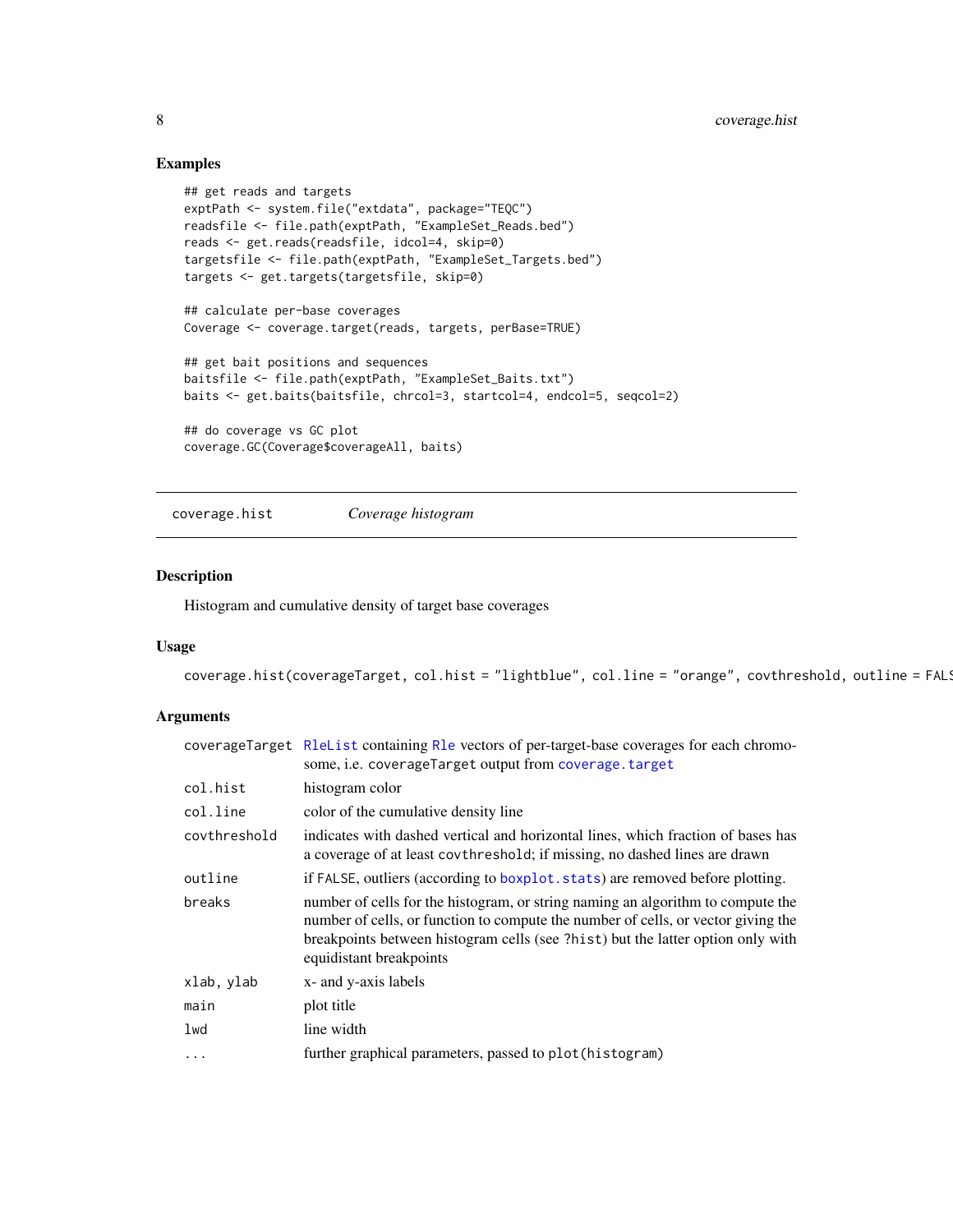## Examples

```
## get reads and targets
exptPath <- system.file("extdata", package="TEQC")
readsfile <- file.path(exptPath, "ExampleSet_Reads.bed")
reads <- get.reads(readsfile, idcol=4, skip=0)
targetsfile <- file.path(exptPath, "ExampleSet_Targets.bed")
targets <- get.targets(targetsfile, skip=0)

## calculate per-base coverages
Coverage <- coverage.target(reads, targets, perBase=TRUE)

## get bait positions and sequences
baitsfile <- file.path(exptPath, "ExampleSet_Baits.txt")
baits <- get.baits(baitsfile, chrcol=3, startcol=4, endcol=5, seqcol=2)

## do coverage vs GC plot
coverage.GC(Coverage$coverageAll, baits)
```

---

# coverage.hist *Coverage histogram*

---

## Description

Histogram and cumulative density of target base coverages

## Usage

```
coverage.hist(coverageTarget, col.hist = "lightblue", col.line = "orange", covthreshold, outline = FALS
```

## Arguments

| | |
|---|---|
| `coverageTarget` | `RleList` containing `Rle` vectors of per-target-base coverages for each chromosome, i.e. `coverageTarget` output from `coverage.target` |
| `col.hist` | histogram color |
| `col.line` | color of the cumulative density line |
| `covthreshold` | indicates with dashed vertical and horizontal lines, which fraction of bases has a coverage of at least `covthreshold`; if missing, no dashed lines are drawn |
| `outline` | if `FALSE`, outliers (according to `boxplot.stats`) are removed before plotting. |
| `breaks` | number of cells for the histogram, or string naming an algorithm to compute the number of cells, or function to compute the number of cells, or vector giving the breakpoints between histogram cells (see `?hist`) but the latter option only with equidistant breakpoints |
| `xlab, ylab` | x- and y-axis labels |
| `main` | plot title |
| `lwd` | line width |
| `...` | further graphical parameters, passed to `plot(histogram)` |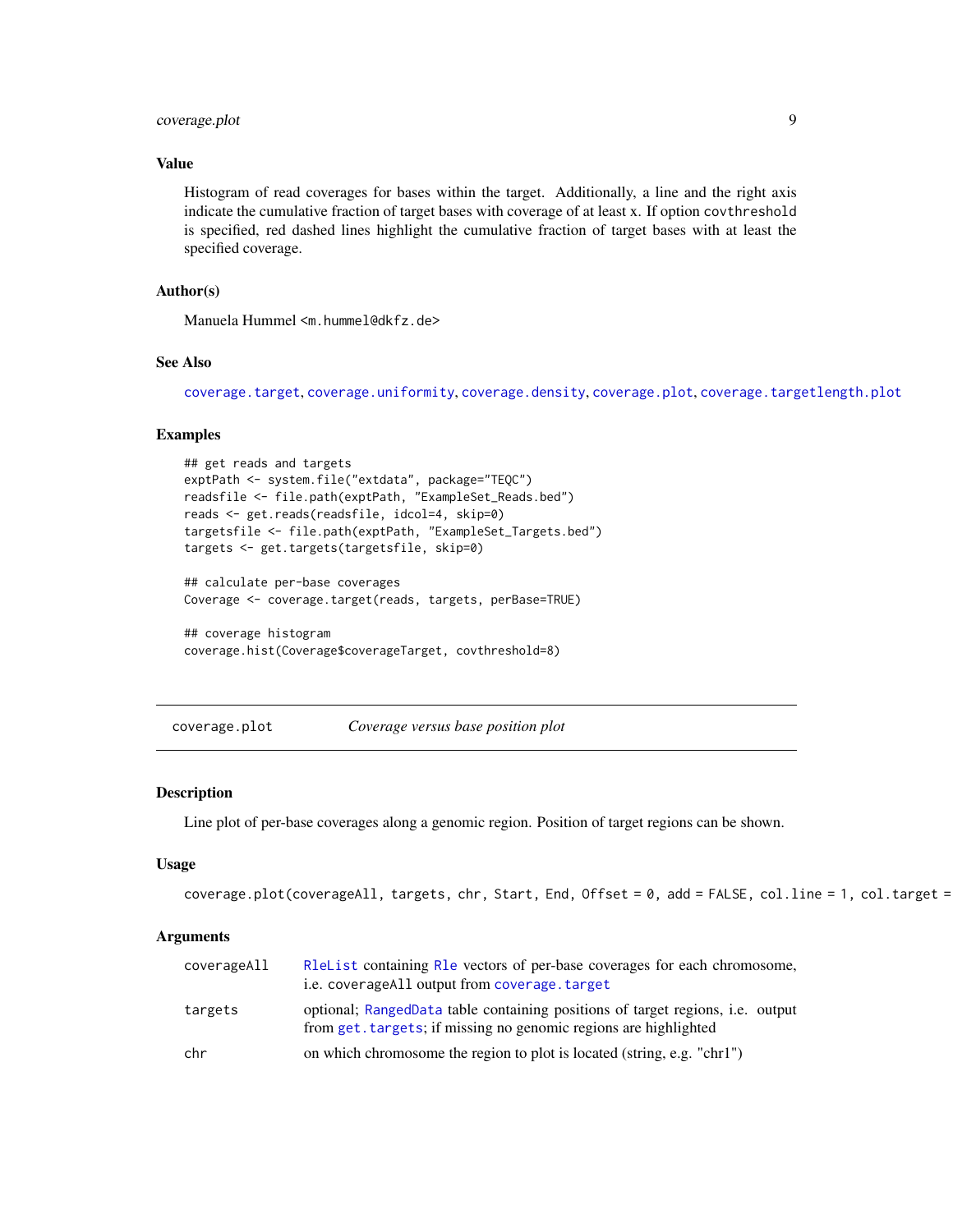### Value

Histogram of read coverages for bases within the target. Additionally, a line and the right axis indicate the cumulative fraction of target bases with coverage of at least x. If option covthreshold is specified, red dashed lines highlight the cumulative fraction of target bases with at least the specified coverage.

### Author(s)

Manuela Hummel <m.hummel@dkfz.de>

### See Also

coverage.target, coverage.uniformity, coverage.density, coverage.plot, coverage.targetlength.plot

### Examples

```
## get reads and targets
exptPath <- system.file("extdata", package="TEQC")
readsfile <- file.path(exptPath, "ExampleSet_Reads.bed")
reads <- get.reads(readsfile, idcol=4, skip=0)
targetsfile <- file.path(exptPath, "ExampleSet_Targets.bed")
targets <- get.targets(targetsfile, skip=0)

## calculate per-base coverages
Coverage <- coverage.target(reads, targets, perBase=TRUE)

## coverage histogram
coverage.hist(Coverage$coverageTarget, covthreshold=8)
```

---

## coverage.plot    *Coverage versus base position plot*

### Description

Line plot of per-base coverages along a genomic region. Position of target regions can be shown.

### Usage

```
coverage.plot(coverageAll, targets, chr, Start, End, Offset = 0, add = FALSE, col.line = 1, col.target =
```

### Arguments

| | |
|---|---|
| coverageAll | RleList containing Rle vectors of per-base coverages for each chromosome, i.e. coverageAll output from coverage.target |
| targets | optional; RangedData table containing positions of target regions, i.e. output from get.targets; if missing no genomic regions are highlighted |
| chr | on which chromosome the region to plot is located (string, e.g. "chr1") |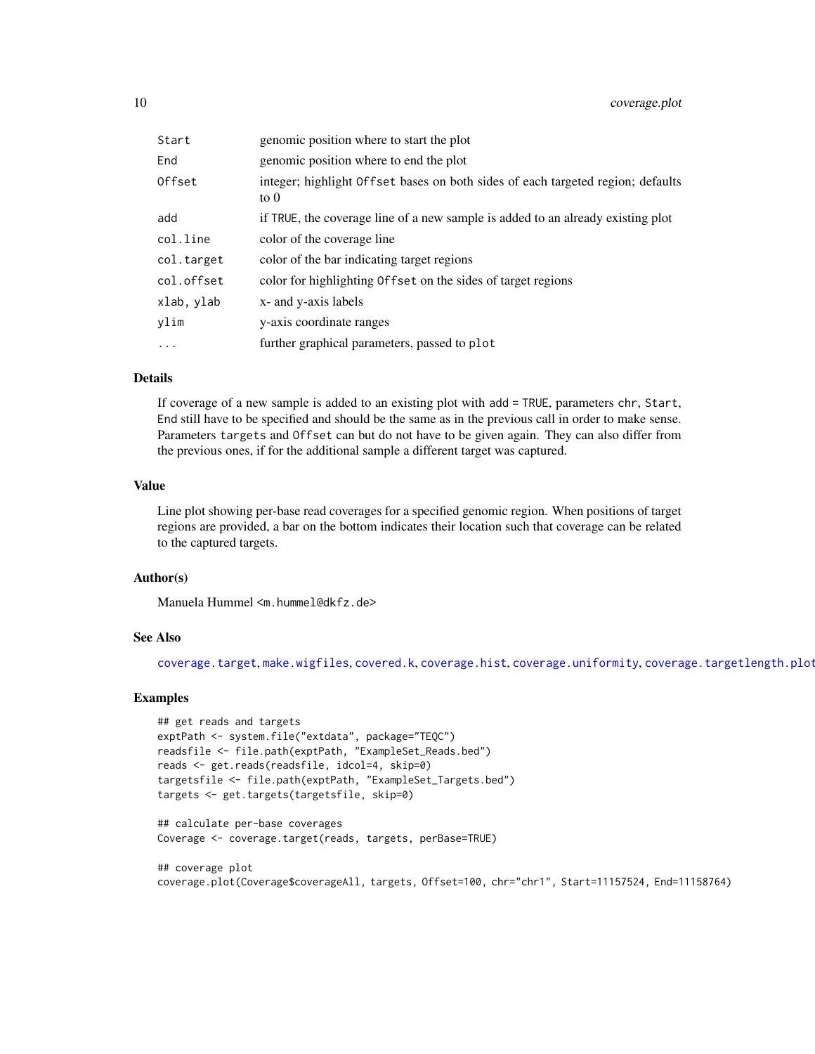| | |
|---|---|
| `Start` | genomic position where to start the plot |
| `End` | genomic position where to end the plot |
| `Offset` | integer; highlight `Offset` bases on both sides of each targeted region; defaults to 0 |
| `add` | if `TRUE`, the coverage line of a new sample is added to an already existing plot |
| `col.line` | color of the coverage line |
| `col.target` | color of the bar indicating target regions |
| `col.offset` | color for highlighting `Offset` on the sides of target regions |
| `xlab, ylab` | x- and y-axis labels |
| `ylim` | y-axis coordinate ranges |
| `...` | further graphical parameters, passed to `plot` |

## Details

If coverage of a new sample is added to an existing plot with `add = TRUE`, parameters `chr`, `Start`, `End` still have to be specified and should be the same as in the previous call in order to make sense. Parameters `targets` and `Offset` can but do not have to be given again. They can also differ from the previous ones, if for the additional sample a different target was captured.

## Value

Line plot showing per-base read coverages for a specified genomic region. When positions of target regions are provided, a bar on the bottom indicates their location such that coverage can be related to the captured targets.

## Author(s)

Manuela Hummel <m.hummel@dkfz.de>

## See Also

`coverage.target`, `make.wigfiles`, `covered.k`, `coverage.hist`, `coverage.uniformity`, `coverage.targetlength.plot`

## Examples

```
## get reads and targets
exptPath <- system.file("extdata", package="TEQC")
readsfile <- file.path(exptPath, "ExampleSet_Reads.bed")
reads <- get.reads(readsfile, idcol=4, skip=0)
targetsfile <- file.path(exptPath, "ExampleSet_Targets.bed")
targets <- get.targets(targetsfile, skip=0)

## calculate per-base coverages
Coverage <- coverage.target(reads, targets, perBase=TRUE)

## coverage plot
coverage.plot(Coverage$coverageAll, targets, Offset=100, chr="chr1", Start=11157524, End=11158764)
```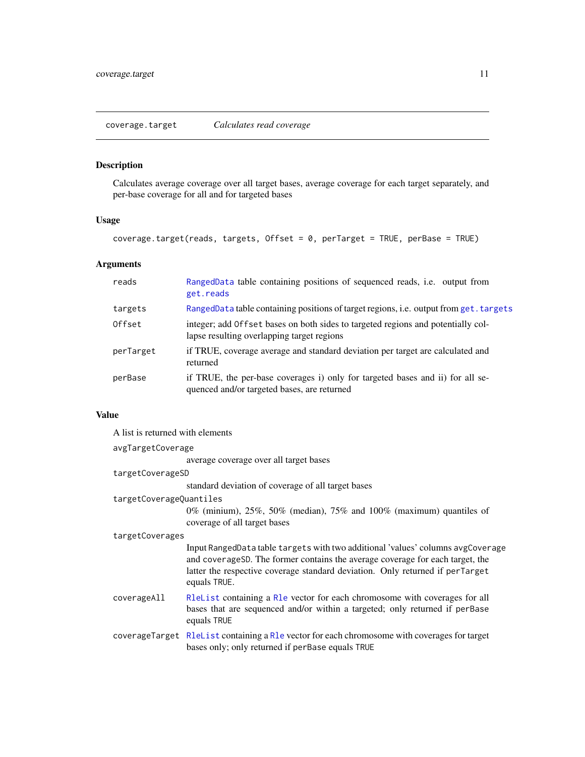## coverage.target — *Calculates read coverage*

### Description

Calculates average coverage over all target bases, average coverage for each target separately, and per-base coverage for all and for targeted bases

### Usage

```
coverage.target(reads, targets, Offset = 0, perTarget = TRUE, perBase = TRUE)
```

### Arguments

| | |
|---|---|
| `reads` | `RangedData` table containing positions of sequenced reads, i.e. output from `get.reads` |
| `targets` | `RangedData` table containing positions of target regions, i.e. output from `get.targets` |
| `Offset` | integer; add `Offset` bases on both sides to targeted regions and potentially collapse resulting overlapping target regions |
| `perTarget` | if TRUE, coverage average and standard deviation per target are calculated and returned |
| `perBase` | if TRUE, the per-base coverages i) only for targeted bases and ii) for all sequenced and/or targeted bases, are returned |

### Value

A list is returned with elements

`avgTargetCoverage`
: average coverage over all target bases

`targetCoverageSD`
: standard deviation of coverage of all target bases

`targetCoverageQuantiles`
: 0% (minium), 25%, 50% (median), 75% and 100% (maximum) quantiles of coverage of all target bases

`targetCoverages`
: Input `RangedData` table `targets` with two additional 'values' columns `avgCoverage` and `coverageSD`. The former contains the average coverage for each target, the latter the respective coverage standard deviation. Only returned if `perTarget` equals `TRUE`.

`coverageAll`
: `RleList` containing a `Rle` vector for each chromosome with coverages for all bases that are sequenced and/or within a targeted; only returned if `perBase` equals `TRUE`

`coverageTarget`
: `RleList` containing a `Rle` vector for each chromosome with coverages for target bases only; only returned if `perBase` equals `TRUE`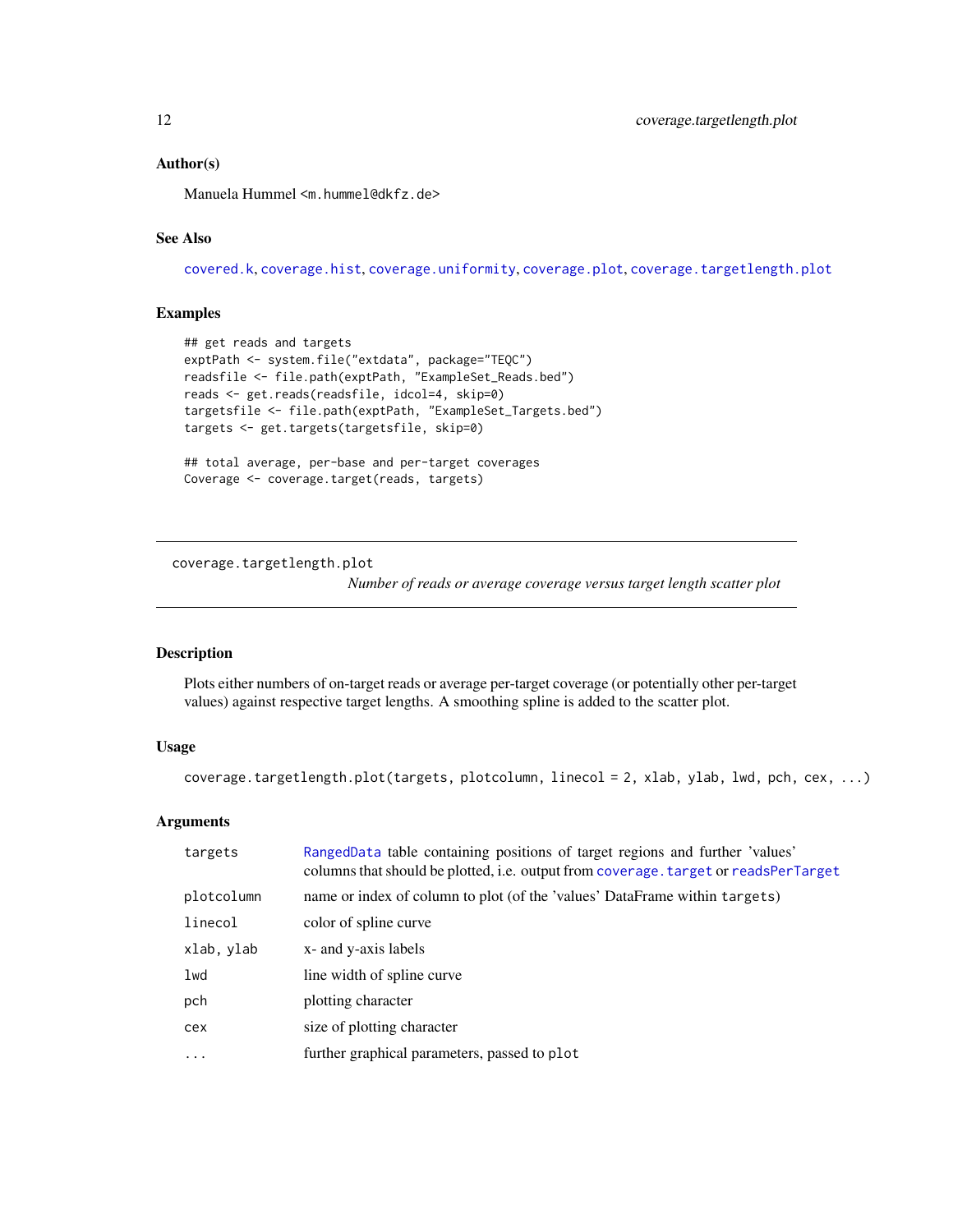### Author(s)

Manuela Hummel <m.hummel@dkfz.de>

### See Also

covered.k, coverage.hist, coverage.uniformity, coverage.plot, coverage.targetlength.plot

### Examples

```
## get reads and targets
exptPath <- system.file("extdata", package="TEQC")
readsfile <- file.path(exptPath, "ExampleSet_Reads.bed")
reads <- get.reads(readsfile, idcol=4, skip=0)
targetsfile <- file.path(exptPath, "ExampleSet_Targets.bed")
targets <- get.targets(targetsfile, skip=0)

## total average, per-base and per-target coverages
Coverage <- coverage.target(reads, targets)
```

---

## coverage.targetlength.plot

*Number of reads or average coverage versus target length scatter plot*

---

### Description

Plots either numbers of on-target reads or average per-target coverage (or potentially other per-target values) against respective target lengths. A smoothing spline is added to the scatter plot.

### Usage

```
coverage.targetlength.plot(targets, plotcolumn, linecol = 2, xlab, ylab, lwd, pch, cex, ...)
```

### Arguments

| | |
|---|---|
| targets | RangedData table containing positions of target regions and further 'values' columns that should be plotted, i.e. output from coverage.target or readsPerTarget |
| plotcolumn | name or index of column to plot (of the 'values' DataFrame within targets) |
| linecol | color of spline curve |
| xlab, ylab | x- and y-axis labels |
| lwd | line width of spline curve |
| pch | plotting character |
| cex | size of plotting character |
| ... | further graphical parameters, passed to plot |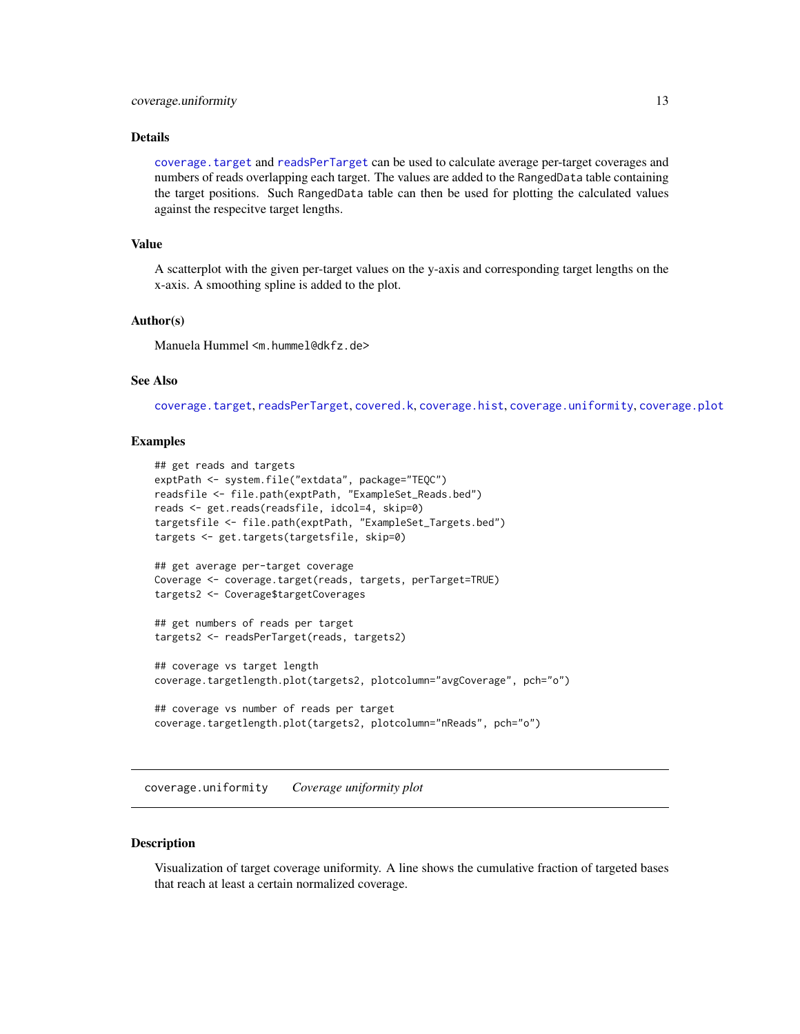### Details

coverage.target and readsPerTarget can be used to calculate average per-target coverages and numbers of reads overlapping each target. The values are added to the RangedData table containing the target positions. Such RangedData table can then be used for plotting the calculated values against the respecitve target lengths.

### Value

A scatterplot with the given per-target values on the y-axis and corresponding target lengths on the x-axis. A smoothing spline is added to the plot.

### Author(s)

Manuela Hummel <m.hummel@dkfz.de>

### See Also

coverage.target, readsPerTarget, covered.k, coverage.hist, coverage.uniformity, coverage.plot

### Examples

```
## get reads and targets
exptPath <- system.file("extdata", package="TEQC")
readsfile <- file.path(exptPath, "ExampleSet_Reads.bed")
reads <- get.reads(readsfile, idcol=4, skip=0)
targetsfile <- file.path(exptPath, "ExampleSet_Targets.bed")
targets <- get.targets(targetsfile, skip=0)

## get average per-target coverage
Coverage <- coverage.target(reads, targets, perTarget=TRUE)
targets2 <- Coverage$targetCoverages

## get numbers of reads per target
targets2 <- readsPerTarget(reads, targets2)

## coverage vs target length
coverage.targetlength.plot(targets2, plotcolumn="avgCoverage", pch="o")

## coverage vs number of reads per target
coverage.targetlength.plot(targets2, plotcolumn="nReads", pch="o")
```

---

## coverage.uniformity *Coverage uniformity plot*

### Description

Visualization of target coverage uniformity. A line shows the cumulative fraction of targeted bases that reach at least a certain normalized coverage.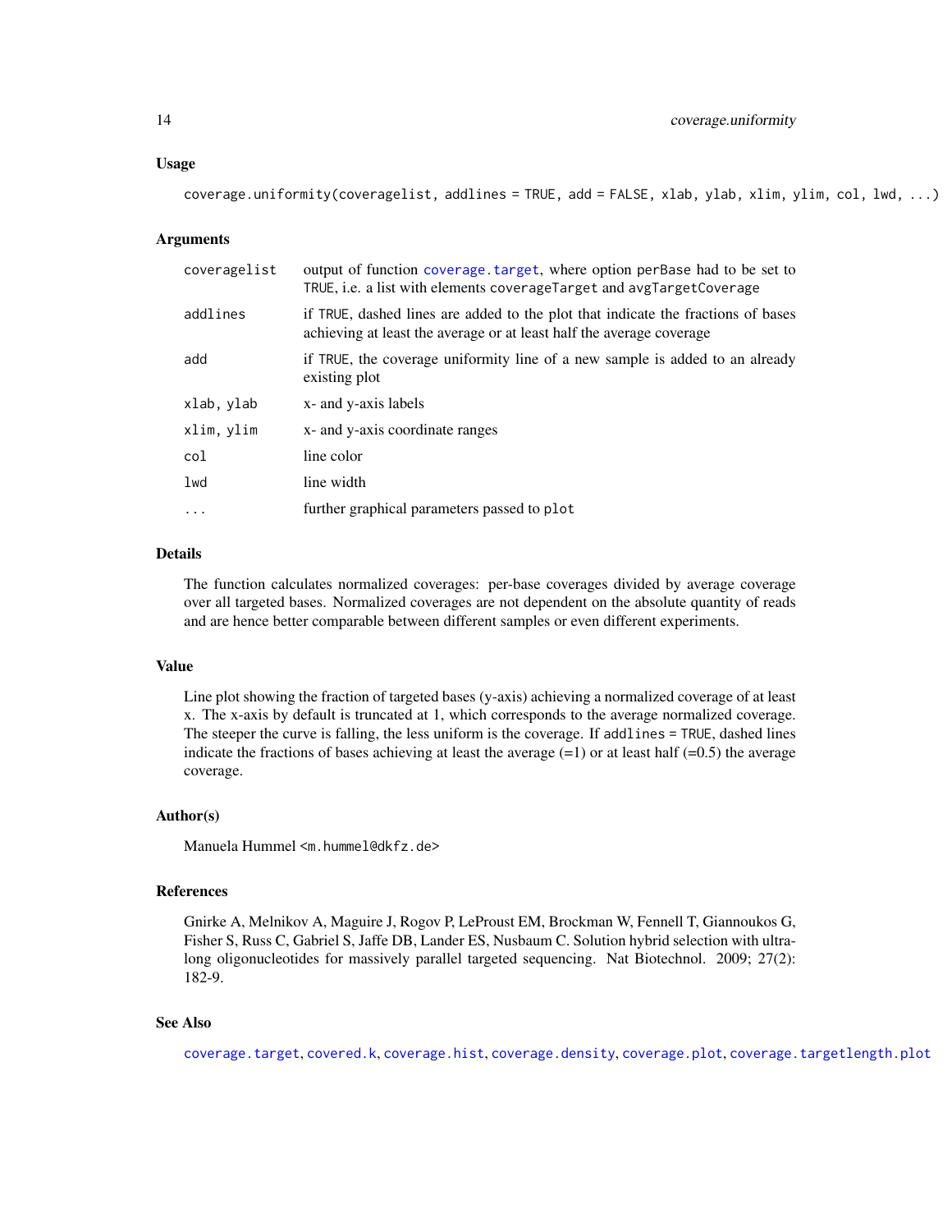## Usage

```
coverage.uniformity(coveragelist, addlines = TRUE, add = FALSE, xlab, ylab, xlim, ylim, col, lwd, ...)
```

## Arguments

| | |
|---|---|
| coveragelist | output of function coverage.target, where option perBase had to be set to TRUE, i.e. a list with elements coverageTarget and avgTargetCoverage |
| addlines | if TRUE, dashed lines are added to the plot that indicate the fractions of bases achieving at least the average or at least half the average coverage |
| add | if TRUE, the coverage uniformity line of a new sample is added to an already existing plot |
| xlab, ylab | x- and y-axis labels |
| xlim, ylim | x- and y-axis coordinate ranges |
| col | line color |
| lwd | line width |
| ... | further graphical parameters passed to plot |

## Details

The function calculates normalized coverages: per-base coverages divided by average coverage over all targeted bases. Normalized coverages are not dependent on the absolute quantity of reads and are hence better comparable between different samples or even different experiments.

## Value

Line plot showing the fraction of targeted bases (y-axis) achieving a normalized coverage of at least x. The x-axis by default is truncated at 1, which corresponds to the average normalized coverage. The steeper the curve is falling, the less uniform is the coverage. If addlines = TRUE, dashed lines indicate the fractions of bases achieving at least the average (=1) or at least half (=0.5) the average coverage.

## Author(s)

Manuela Hummel <m.hummel@dkfz.de>

## References

Gnirke A, Melnikov A, Maguire J, Rogov P, LeProust EM, Brockman W, Fennell T, Giannoukos G, Fisher S, Russ C, Gabriel S, Jaffe DB, Lander ES, Nusbaum C. Solution hybrid selection with ultra-long oligonucleotides for massively parallel targeted sequencing. Nat Biotechnol. 2009; 27(2): 182-9.

## See Also

coverage.target, covered.k, coverage.hist, coverage.density, coverage.plot, coverage.targetlength.plot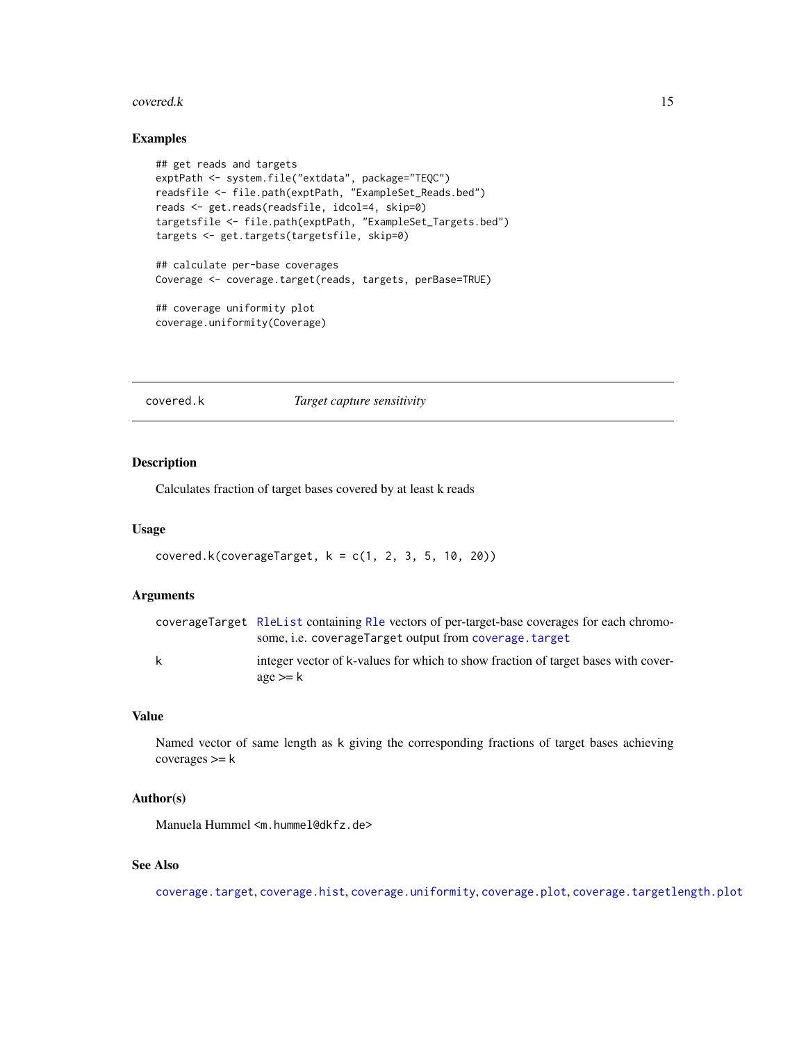### Examples

```
## get reads and targets
exptPath <- system.file("extdata", package="TEQC")
readsfile <- file.path(exptPath, "ExampleSet_Reads.bed")
reads <- get.reads(readsfile, idcol=4, skip=0)
targetsfile <- file.path(exptPath, "ExampleSet_Targets.bed")
targets <- get.targets(targetsfile, skip=0)

## calculate per-base coverages
Coverage <- coverage.target(reads, targets, perBase=TRUE)

## coverage uniformity plot
coverage.uniformity(Coverage)
```

---

## covered.k — *Target capture sensitivity*

---

### Description

Calculates fraction of target bases covered by at least k reads

### Usage

```
covered.k(coverageTarget, k = c(1, 2, 3, 5, 10, 20))
```

### Arguments

| | |
|---|---|
| `coverageTarget` | `RleList` containing `Rle` vectors of per-target-base coverages for each chromosome, i.e. `coverageTarget` output from `coverage.target` |
| `k` | integer vector of k-values for which to show fraction of target bases with coverage >= k |

### Value

Named vector of same length as k giving the corresponding fractions of target bases achieving coverages >= k

### Author(s)

Manuela Hummel <`m.hummel@dkfz.de`>

### See Also

`coverage.target`, `coverage.hist`, `coverage.uniformity`, `coverage.plot`, `coverage.targetlength.plot`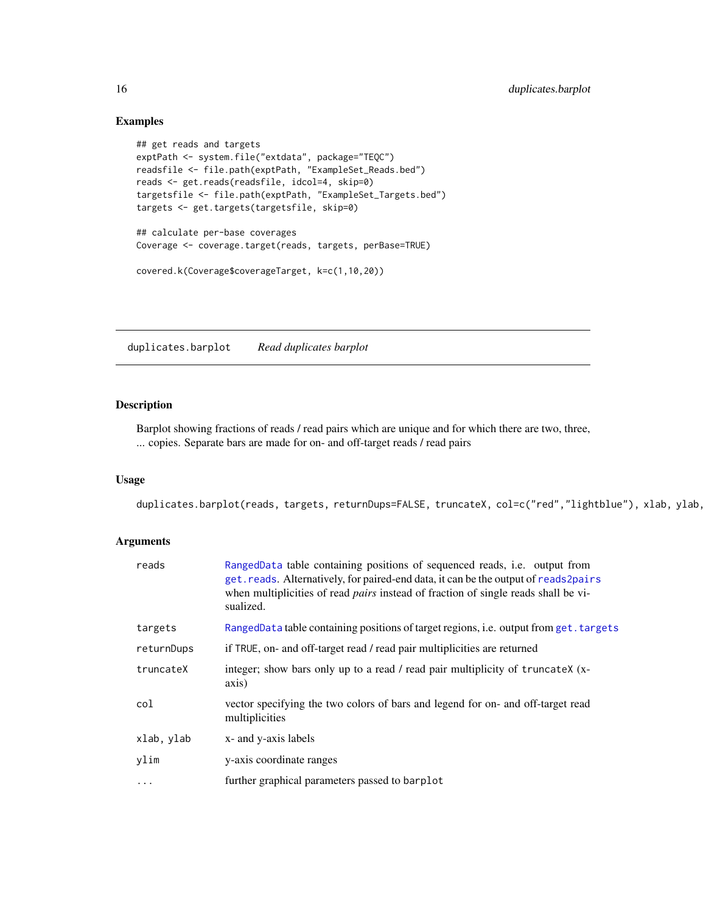### Examples

```
## get reads and targets
exptPath <- system.file("extdata", package="TEQC")
readsfile <- file.path(exptPath, "ExampleSet_Reads.bed")
reads <- get.reads(readsfile, idcol=4, skip=0)
targetsfile <- file.path(exptPath, "ExampleSet_Targets.bed")
targets <- get.targets(targetsfile, skip=0)

## calculate per-base coverages
Coverage <- coverage.target(reads, targets, perBase=TRUE)

covered.k(Coverage$coverageTarget, k=c(1,10,20))
```

---

## duplicates.barplot *Read duplicates barplot*

### Description

Barplot showing fractions of reads / read pairs which are unique and for which there are two, three, ... copies. Separate bars are made for on- and off-target reads / read pairs

### Usage

```
duplicates.barplot(reads, targets, returnDups=FALSE, truncateX, col=c("red","lightblue"), xlab, ylab,
```

### Arguments

| | |
|---|---|
| `reads` | `RangedData` table containing positions of sequenced reads, i.e. output from `get.reads`. Alternatively, for paired-end data, it can be the output of `reads2pairs` when multiplicities of read *pairs* instead of fraction of single reads shall be visualized. |
| `targets` | `RangedData` table containing positions of target regions, i.e. output from `get.targets` |
| `returnDups` | if `TRUE`, on- and off-target read / read pair multiplicities are returned |
| `truncateX` | integer; show bars only up to a read / read pair multiplicity of `truncateX` (x-axis) |
| `col` | vector specifying the two colors of bars and legend for on- and off-target read multiplicities |
| `xlab, ylab` | x- and y-axis labels |
| `ylim` | y-axis coordinate ranges |
| `...` | further graphical parameters passed to `barplot` |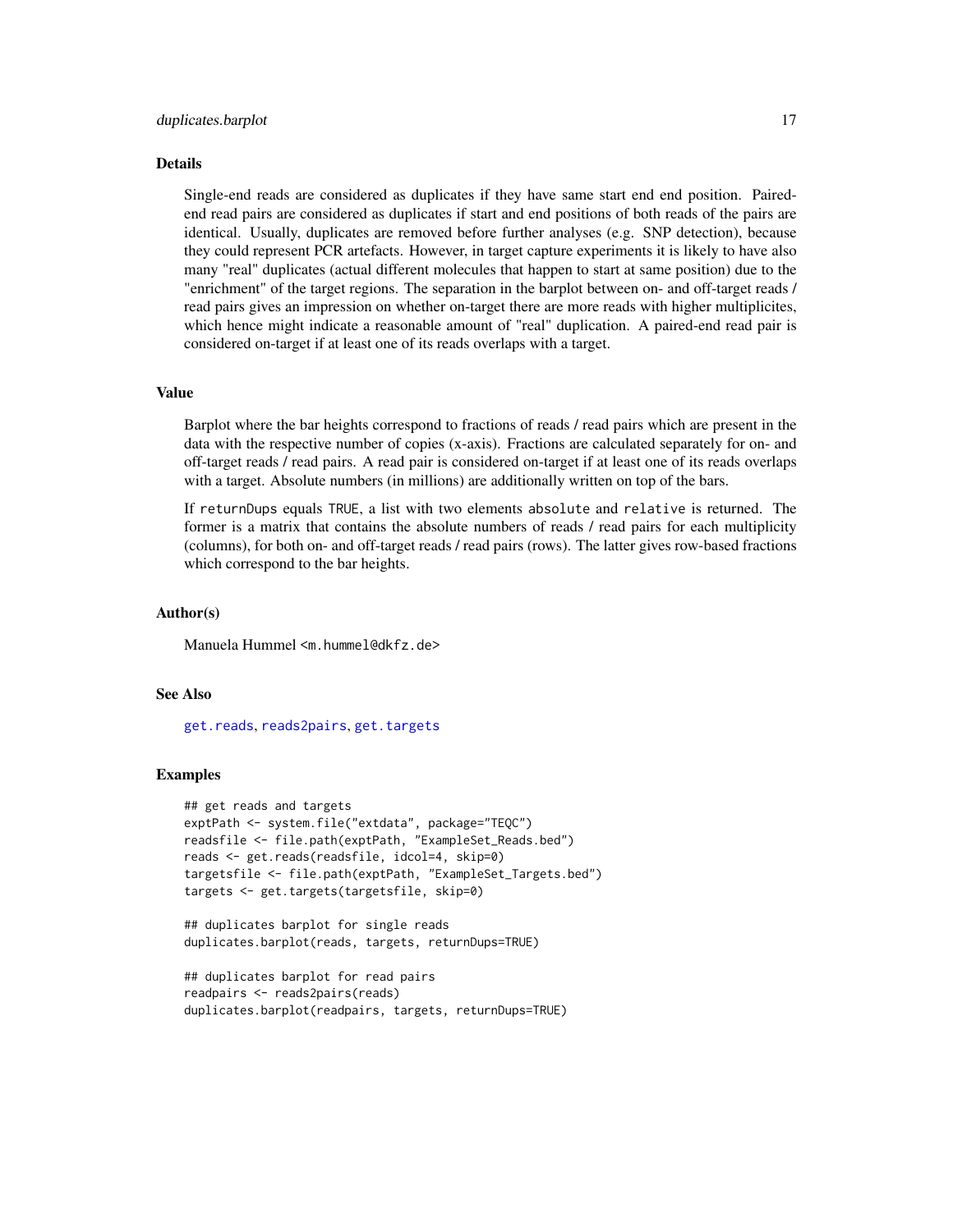## Details

Single-end reads are considered as duplicates if they have same start end end position. Paired-end read pairs are considered as duplicates if start and end positions of both reads of the pairs are identical. Usually, duplicates are removed before further analyses (e.g. SNP detection), because they could represent PCR artefacts. However, in target capture experiments it is likely to have also many "real" duplicates (actual different molecules that happen to start at same position) due to the "enrichment" of the target regions. The separation in the barplot between on- and off-target reads / read pairs gives an impression on whether on-target there are more reads with higher multiplicites, which hence might indicate a reasonable amount of "real" duplication. A paired-end read pair is considered on-target if at least one of its reads overlaps with a target.

## Value

Barplot where the bar heights correspond to fractions of reads / read pairs which are present in the data with the respective number of copies (x-axis). Fractions are calculated separately for on- and off-target reads / read pairs. A read pair is considered on-target if at least one of its reads overlaps with a target. Absolute numbers (in millions) are additionally written on top of the bars.

If `returnDups` equals `TRUE`, a list with two elements `absolute` and `relative` is returned. The former is a matrix that contains the absolute numbers of reads / read pairs for each multiplicity (columns), for both on- and off-target reads / read pairs (rows). The latter gives row-based fractions which correspond to the bar heights.

## Author(s)

Manuela Hummel <m.hummel@dkfz.de>

## See Also

get.reads, reads2pairs, get.targets

## Examples

```
## get reads and targets
exptPath <- system.file("extdata", package="TEQC")
readsfile <- file.path(exptPath, "ExampleSet_Reads.bed")
reads <- get.reads(readsfile, idcol=4, skip=0)
targetsfile <- file.path(exptPath, "ExampleSet_Targets.bed")
targets <- get.targets(targetsfile, skip=0)

## duplicates barplot for single reads
duplicates.barplot(reads, targets, returnDups=TRUE)

## duplicates barplot for read pairs
readpairs <- reads2pairs(reads)
duplicates.barplot(readpairs, targets, returnDups=TRUE)
```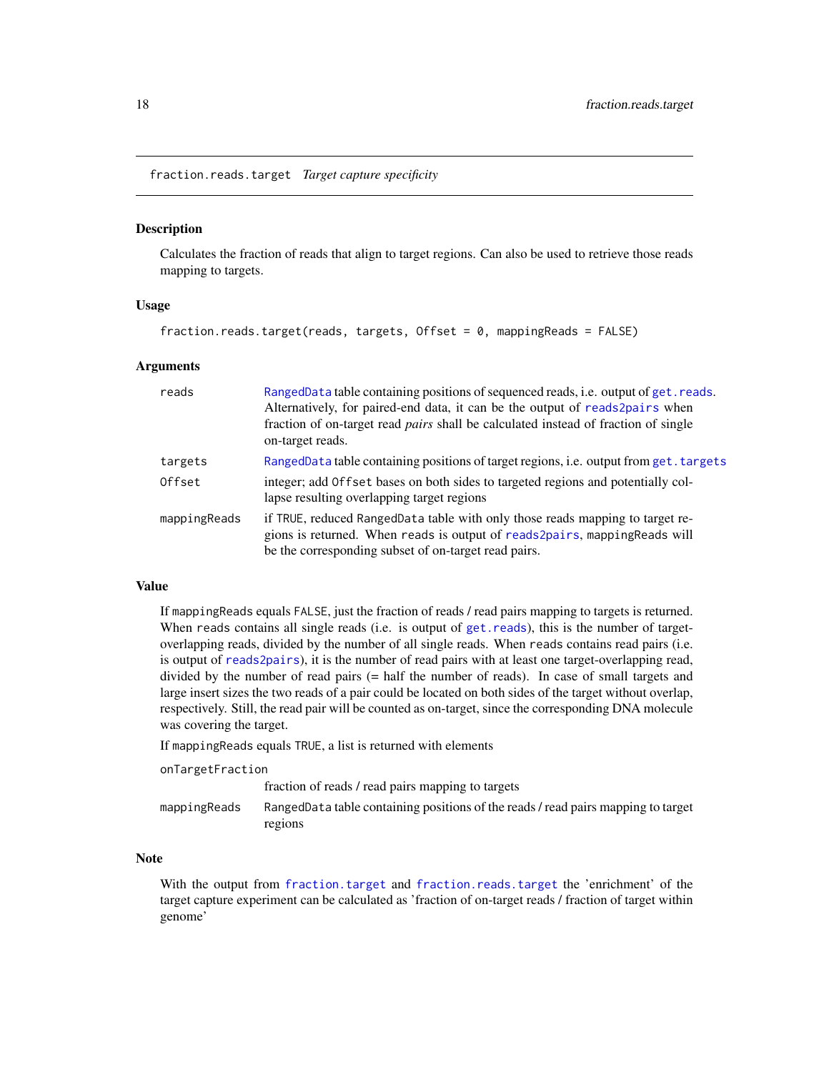# fraction.reads.target *Target capture specificity*

## Description

Calculates the fraction of reads that align to target regions. Can also be used to retrieve those reads mapping to targets.

## Usage

```
fraction.reads.target(reads, targets, Offset = 0, mappingReads = FALSE)
```

## Arguments

| | |
|---|---|
| `reads` | `RangedData` table containing positions of sequenced reads, i.e. output of `get.reads`. Alternatively, for paired-end data, it can be the output of `reads2pairs` when fraction of on-target read *pairs* shall be calculated instead of fraction of single on-target reads. |
| `targets` | `RangedData` table containing positions of target regions, i.e. output from `get.targets` |
| `Offset` | integer; add `Offset` bases on both sides to targeted regions and potentially collapse resulting overlapping target regions |
| `mappingReads` | if `TRUE`, reduced `RangedData` table with only those reads mapping to target regions is returned. When `reads` is output of `reads2pairs`, `mappingReads` will be the corresponding subset of on-target read pairs. |

## Value

If `mappingReads` equals `FALSE`, just the fraction of reads / read pairs mapping to targets is returned. When `reads` contains all single reads (i.e. is output of `get.reads`), this is the number of target-overlapping reads, divided by the number of all single reads. When `reads` contains read pairs (i.e. is output of `reads2pairs`), it is the number of read pairs with at least one target-overlapping read, divided by the number of read pairs (= half the number of reads). In case of small targets and large insert sizes the two reads of a pair could be located on both sides of the target without overlap, respectively. Still, the read pair will be counted as on-target, since the corresponding DNA molecule was covering the target.

If `mappingReads` equals `TRUE`, a list is returned with elements

| | |
|---|---|
| `onTargetFraction` | fraction of reads / read pairs mapping to targets |
| `mappingReads` | `RangedData` table containing positions of the reads / read pairs mapping to target regions |

## Note

With the output from `fraction.target` and `fraction.reads.target` the 'enrichment' of the target capture experiment can be calculated as 'fraction of on-target reads / fraction of target within genome'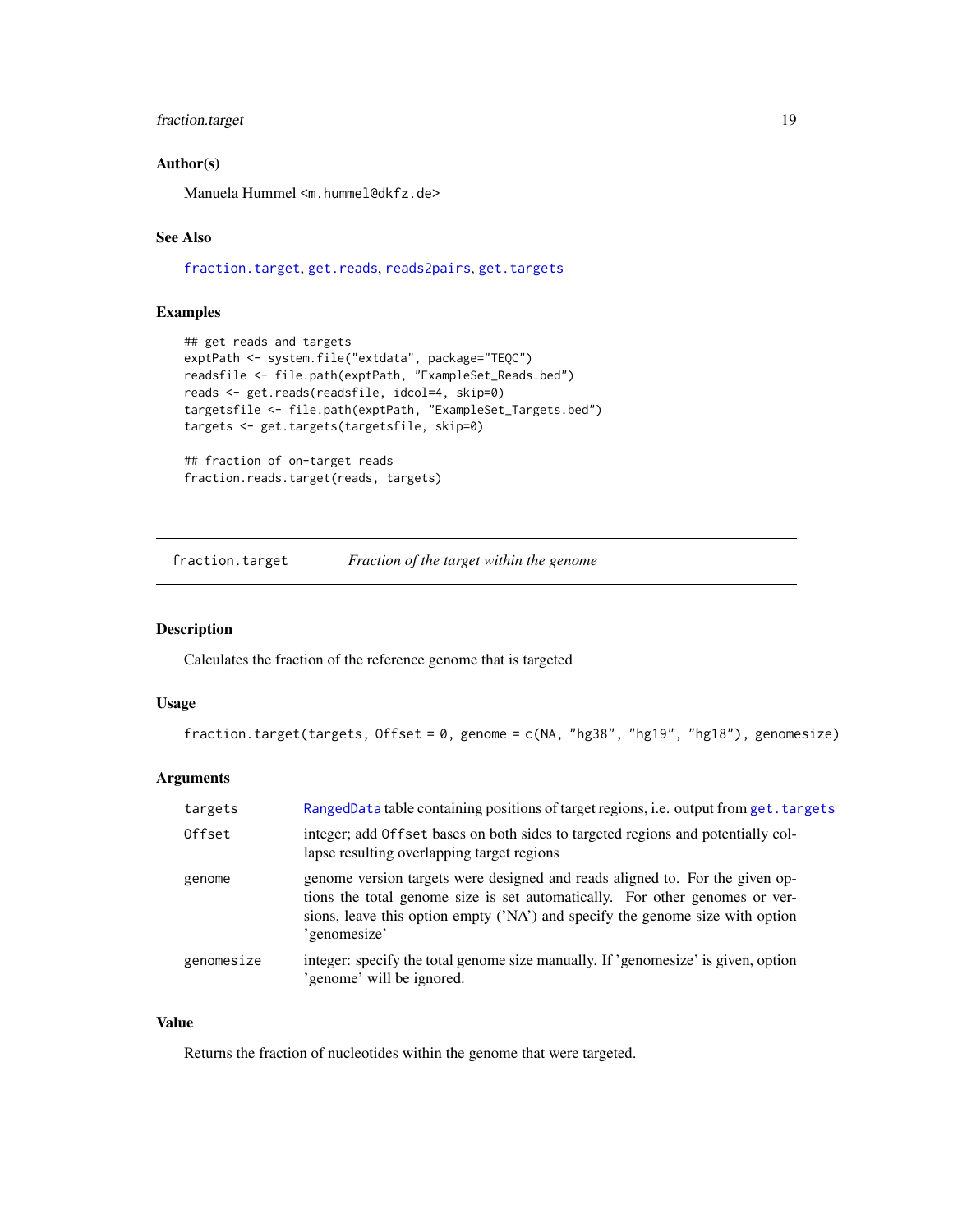### Author(s)

Manuela Hummel <m.hummel@dkfz.de>

### See Also

fraction.target, get.reads, reads2pairs, get.targets

### Examples

```
## get reads and targets
exptPath <- system.file("extdata", package="TEQC")
readsfile <- file.path(exptPath, "ExampleSet_Reads.bed")
reads <- get.reads(readsfile, idcol=4, skip=0)
targetsfile <- file.path(exptPath, "ExampleSet_Targets.bed")
targets <- get.targets(targetsfile, skip=0)

## fraction of on-target reads
fraction.reads.target(reads, targets)
```

---

## fraction.target — *Fraction of the target within the genome*

### Description

Calculates the fraction of the reference genome that is targeted

### Usage

```
fraction.target(targets, Offset = 0, genome = c(NA, "hg38", "hg19", "hg18"), genomesize)
```

### Arguments

| | |
|---|---|
| targets | RangedData table containing positions of target regions, i.e. output from get.targets |
| Offset | integer; add Offset bases on both sides to targeted regions and potentially collapse resulting overlapping target regions |
| genome | genome version targets were designed and reads aligned to. For the given options the total genome size is set automatically. For other genomes or versions, leave this option empty ('NA') and specify the genome size with option 'genomesize' |
| genomesize | integer: specify the total genome size manually. If 'genomesize' is given, option 'genome' will be ignored. |

### Value

Returns the fraction of nucleotides within the genome that were targeted.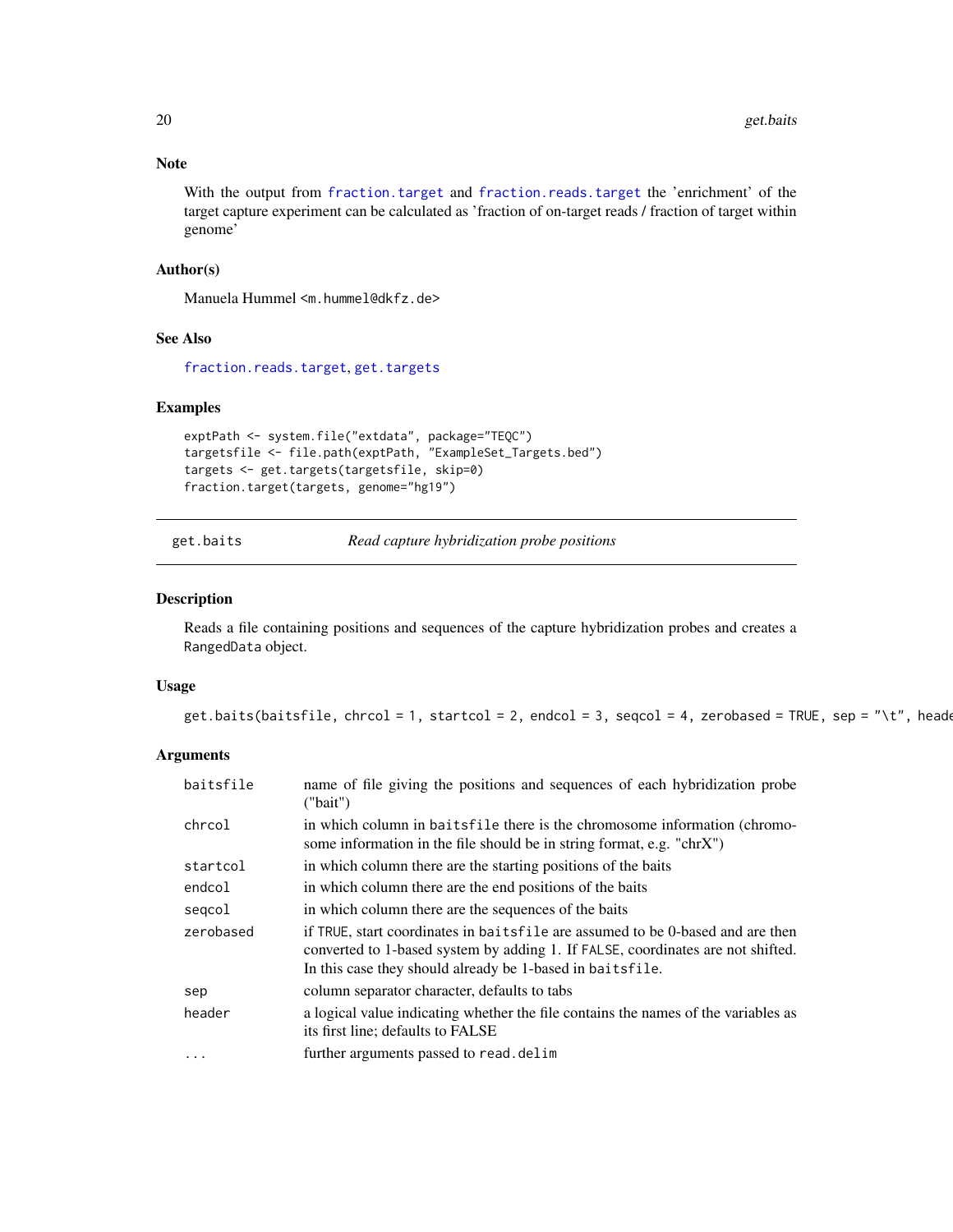### Note

With the output from fraction.target and fraction.reads.target the 'enrichment' of the target capture experiment can be calculated as 'fraction of on-target reads / fraction of target within genome'

### Author(s)

Manuela Hummel <m.hummel@dkfz.de>

### See Also

fraction.reads.target, get.targets

### Examples

```
exptPath <- system.file("extdata", package="TEQC")
targetsfile <- file.path(exptPath, "ExampleSet_Targets.bed")
targets <- get.targets(targetsfile, skip=0)
fraction.target(targets, genome="hg19")
```

---

## get.baits — *Read capture hybridization probe positions*

### Description

Reads a file containing positions and sequences of the capture hybridization probes and creates a RangedData object.

### Usage

```
get.baits(baitsfile, chrcol = 1, startcol = 2, endcol = 3, seqcol = 4, zerobased = TRUE, sep = "\t", heade
```

### Arguments

| | |
|---|---|
| baitsfile | name of file giving the positions and sequences of each hybridization probe ("bait") |
| chrcol | in which column in baitsfile there is the chromosome information (chromosome information in the file should be in string format, e.g. "chrX") |
| startcol | in which column there are the starting positions of the baits |
| endcol | in which column there are the end positions of the baits |
| seqcol | in which column there are the sequences of the baits |
| zerobased | if TRUE, start coordinates in baitsfile are assumed to be 0-based and are then converted to 1-based system by adding 1. If FALSE, coordinates are not shifted. In this case they should already be 1-based in baitsfile. |
| sep | column separator character, defaults to tabs |
| header | a logical value indicating whether the file contains the names of the variables as its first line; defaults to FALSE |
| ... | further arguments passed to read.delim |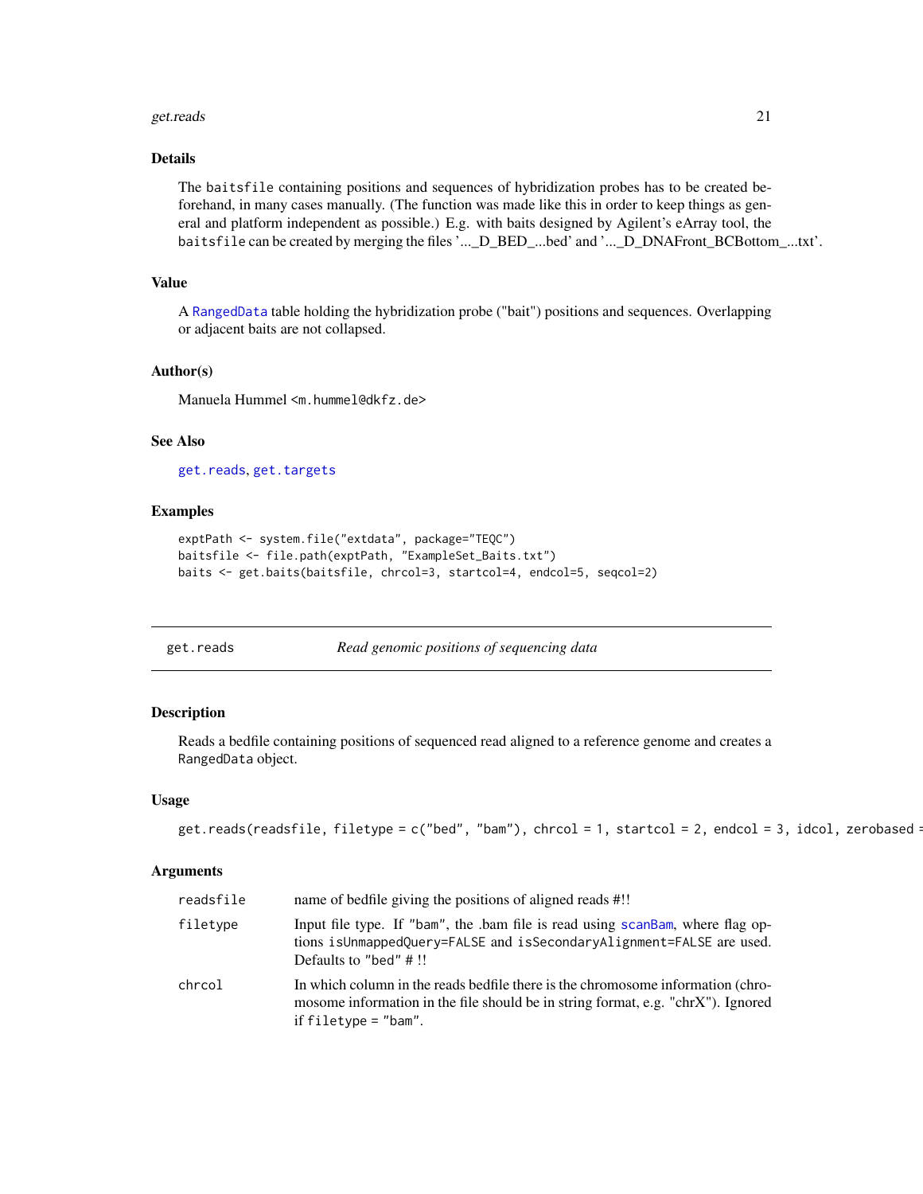### Details

The `baitsfile` containing positions and sequences of hybridization probes has to be created beforehand, in many cases manually. (The function was made like this in order to keep things as general and platform independent as possible.) E.g. with baits designed by Agilent's eArray tool, the `baitsfile` can be created by merging the files '..._D_BED_...bed' and '..._D_DNAFront_BCBottom_...txt'.

### Value

A `RangedData` table holding the hybridization probe ("bait") positions and sequences. Overlapping or adjacent baits are not collapsed.

### Author(s)

Manuela Hummel <m.hummel@dkfz.de>

### See Also

`get.reads`, `get.targets`

### Examples

```
exptPath <- system.file("extdata", package="TEQC")
baitsfile <- file.path(exptPath, "ExampleSet_Baits.txt")
baits <- get.baits(baitsfile, chrcol=3, startcol=4, endcol=5, seqcol=2)
```

---

## get.reads — *Read genomic positions of sequencing data*

### Description

Reads a bedfile containing positions of sequenced read aligned to a reference genome and creates a `RangedData` object.

### Usage

```
get.reads(readsfile, filetype = c("bed", "bam"), chrcol = 1, startcol = 2, endcol = 3, idcol, zerobased =
```

### Arguments

| | |
|---|---|
| `readsfile` | name of bedfile giving the positions of aligned reads #!! |
| `filetype` | Input file type. If `"bam"`, the .bam file is read using `scanBam`, where flag options `isUnmappedQuery=FALSE` and `isSecondaryAlignment=FALSE` are used. Defaults to `"bed"` # !! |
| `chrcol` | In which column in the reads bedfile there is the chromosome information (chromosome information in the file should be in string format, e.g. "chrX"). Ignored if `filetype = "bam"`. |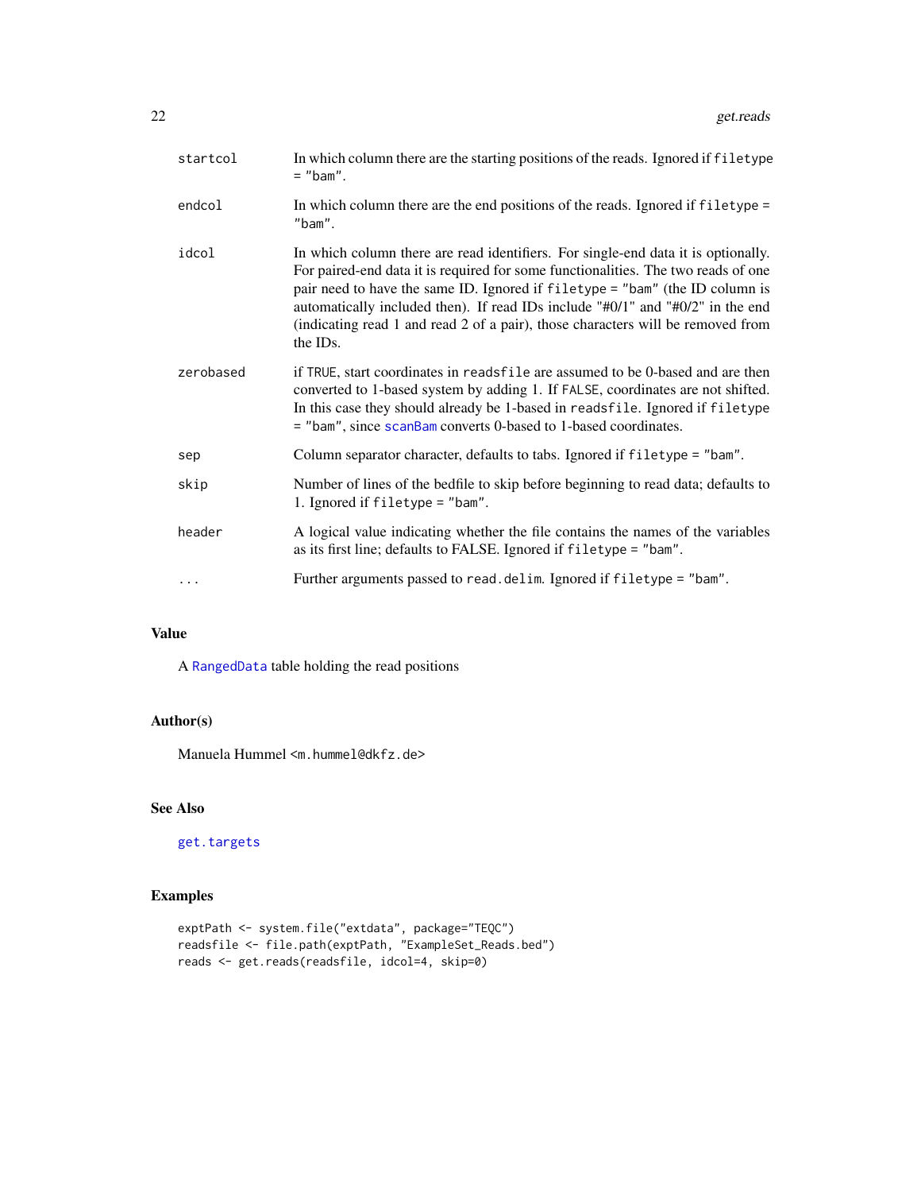| | |
|---|---|
| startcol | In which column there are the starting positions of the reads. Ignored if `filetype = "bam"`. |
| endcol | In which column there are the end positions of the reads. Ignored if `filetype = "bam"`. |
| idcol | In which column there are read identifiers. For single-end data it is optionally. For paired-end data it is required for some functionalities. The two reads of one pair need to have the same ID. Ignored if `filetype = "bam"` (the ID column is automatically included then). If read IDs include "#0/1" and "#0/2" in the end (indicating read 1 and read 2 of a pair), those characters will be removed from the IDs. |
| zerobased | if `TRUE`, start coordinates in `readsfile` are assumed to be 0-based and are then converted to 1-based system by adding 1. If `FALSE`, coordinates are not shifted. In this case they should already be 1-based in `readsfile`. Ignored if `filetype = "bam"`, since `scanBam` converts 0-based to 1-based coordinates. |
| sep | Column separator character, defaults to tabs. Ignored if `filetype = "bam"`. |
| skip | Number of lines of the bedfile to skip before beginning to read data; defaults to 1. Ignored if `filetype = "bam"`. |
| header | A logical value indicating whether the file contains the names of the variables as its first line; defaults to FALSE. Ignored if `filetype = "bam"`. |
| ... | Further arguments passed to `read.delim`. Ignored if `filetype = "bam"`. |

## Value

A `RangedData` table holding the read positions

## Author(s)

Manuela Hummel <m.hummel@dkfz.de>

## See Also

`get.targets`

## Examples

```
exptPath <- system.file("extdata", package="TEQC")
readsfile <- file.path(exptPath, "ExampleSet_Reads.bed")
reads <- get.reads(readsfile, idcol=4, skip=0)
```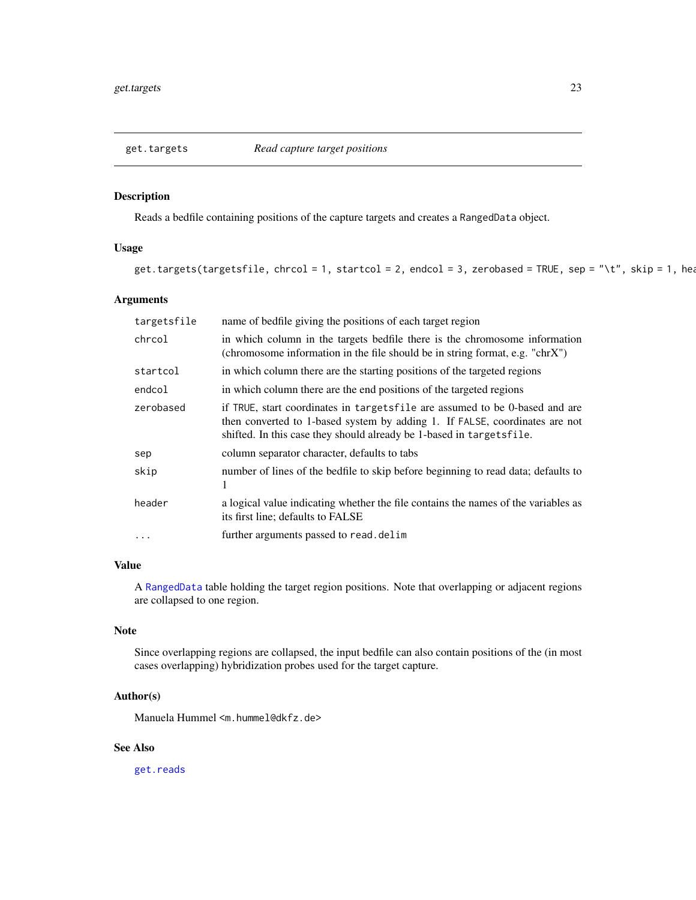get.targets *Read capture target positions*

## Description

Reads a bedfile containing positions of the capture targets and creates a RangedData object.

## Usage

```
get.targets(targetsfile, chrcol = 1, startcol = 2, endcol = 3, zerobased = TRUE, sep = "\t", skip = 1, hea
```

## Arguments

| | |
|---|---|
| targetsfile | name of bedfile giving the positions of each target region |
| chrcol | in which column in the targets bedfile there is the chromosome information (chromosome information in the file should be in string format, e.g. "chrX") |
| startcol | in which column there are the starting positions of the targeted regions |
| endcol | in which column there are the end positions of the targeted regions |
| zerobased | if TRUE, start coordinates in targetsfile are assumed to be 0-based and are then converted to 1-based system by adding 1. If FALSE, coordinates are not shifted. In this case they should already be 1-based in targetsfile. |
| sep | column separator character, defaults to tabs |
| skip | number of lines of the bedfile to skip before beginning to read data; defaults to 1 |
| header | a logical value indicating whether the file contains the names of the variables as its first line; defaults to FALSE |
| ... | further arguments passed to read.delim |

## Value

A RangedData table holding the target region positions. Note that overlapping or adjacent regions are collapsed to one region.

## Note

Since overlapping regions are collapsed, the input bedfile can also contain positions of the (in most cases overlapping) hybridization probes used for the target capture.

## Author(s)

Manuela Hummel <m.hummel@dkfz.de>

## See Also

get.reads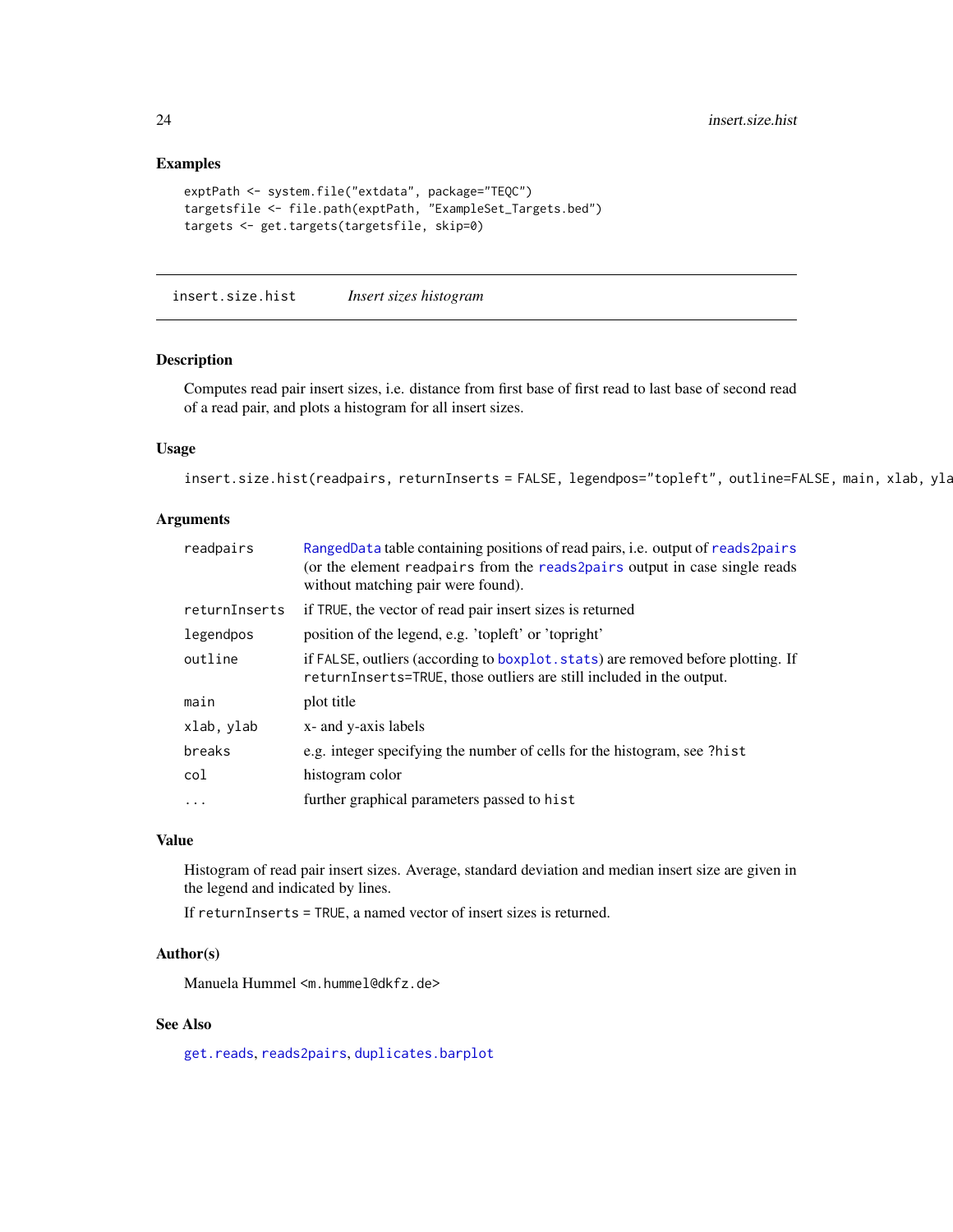### Examples

```
exptPath <- system.file("extdata", package="TEQC")
targetsfile <- file.path(exptPath, "ExampleSet_Targets.bed")
targets <- get.targets(targetsfile, skip=0)
```

---

## insert.size.hist *Insert sizes histogram*

---

### Description

Computes read pair insert sizes, i.e. distance from first base of first read to last base of second read of a read pair, and plots a histogram for all insert sizes.

### Usage

```
insert.size.hist(readpairs, returnInserts = FALSE, legendpos="topleft", outline=FALSE, main, xlab, yla
```

### Arguments

| | |
|---|---|
| `readpairs` | `RangedData` table containing positions of read pairs, i.e. output of `reads2pairs` (or the element `readpairs` from the `reads2pairs` output in case single reads without matching pair were found). |
| `returnInserts` | if `TRUE`, the vector of read pair insert sizes is returned |
| `legendpos` | position of the legend, e.g. 'topleft' or 'topright' |
| `outline` | if `FALSE`, outliers (according to `boxplot.stats`) are removed before plotting. If `returnInserts=TRUE`, those outliers are still included in the output. |
| `main` | plot title |
| `xlab, ylab` | x- and y-axis labels |
| `breaks` | e.g. integer specifying the number of cells for the histogram, see `?hist` |
| `col` | histogram color |
| `...` | further graphical parameters passed to `hist` |

### Value

Histogram of read pair insert sizes. Average, standard deviation and median insert size are given in the legend and indicated by lines.

If `returnInserts = TRUE`, a named vector of insert sizes is returned.

### Author(s)

Manuela Hummel <`m.hummel@dkfz.de`>

### See Also

`get.reads`, `reads2pairs`, `duplicates.barplot`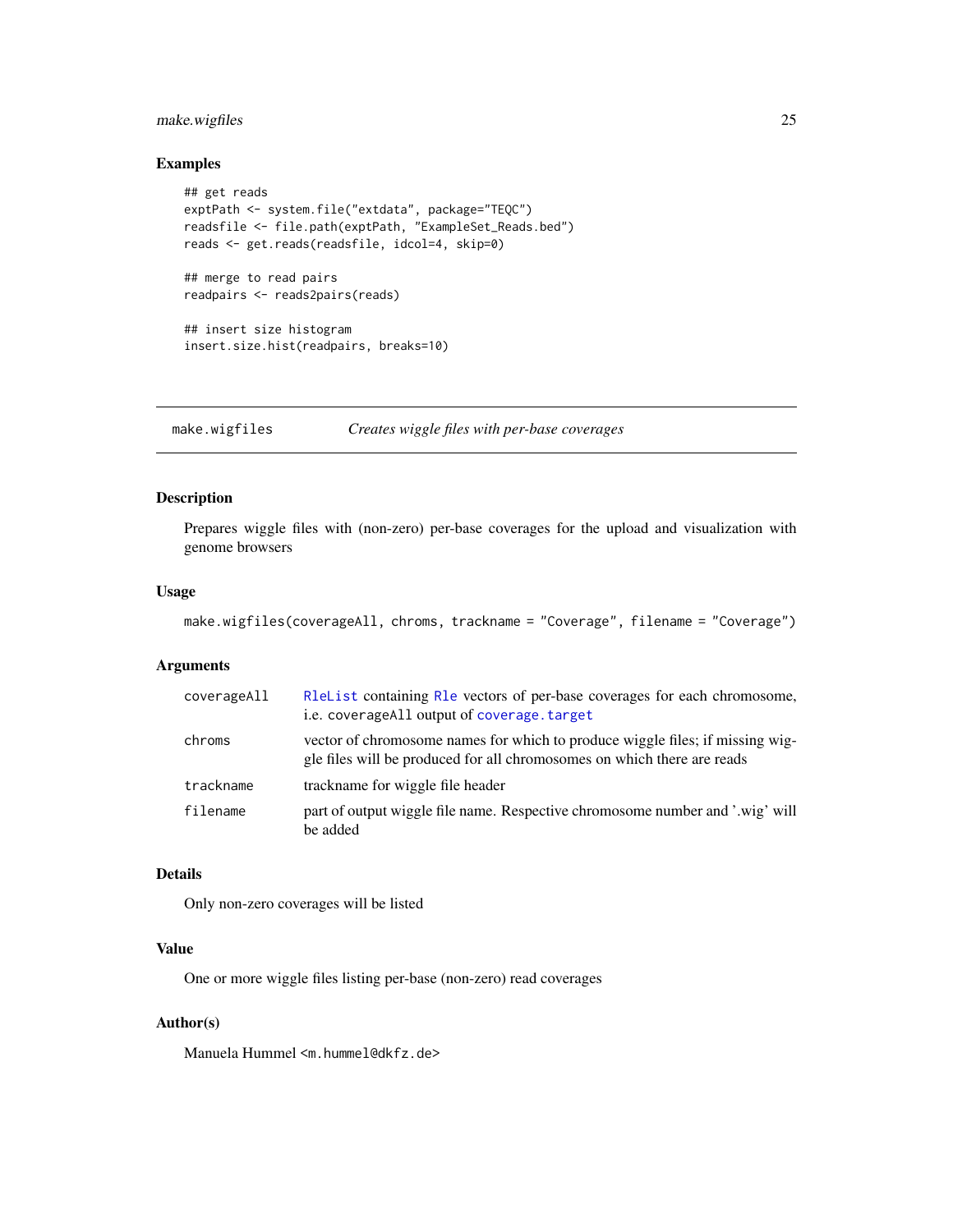### Examples

```
## get reads
exptPath <- system.file("extdata", package="TEQC")
readsfile <- file.path(exptPath, "ExampleSet_Reads.bed")
reads <- get.reads(readsfile, idcol=4, skip=0)

## merge to read pairs
readpairs <- reads2pairs(reads)

## insert size histogram
insert.size.hist(readpairs, breaks=10)
```

---

## make.wigfiles — *Creates wiggle files with per-base coverages*

---

### Description

Prepares wiggle files with (non-zero) per-base coverages for the upload and visualization with genome browsers

### Usage

```
make.wigfiles(coverageAll, chroms, trackname = "Coverage", filename = "Coverage")
```

### Arguments

| | |
|---|---|
| `coverageAll` | `RleList` containing `Rle` vectors of per-base coverages for each chromosome, i.e. `coverageAll` output of `coverage.target` |
| `chroms` | vector of chromosome names for which to produce wiggle files; if missing wiggle files will be produced for all chromosomes on which there are reads |
| `trackname` | trackname for wiggle file header |
| `filename` | part of output wiggle file name. Respective chromosome number and '.wig' will be added |

### Details

Only non-zero coverages will be listed

### Value

One or more wiggle files listing per-base (non-zero) read coverages

### Author(s)

Manuela Hummel <m.hummel@dkfz.de>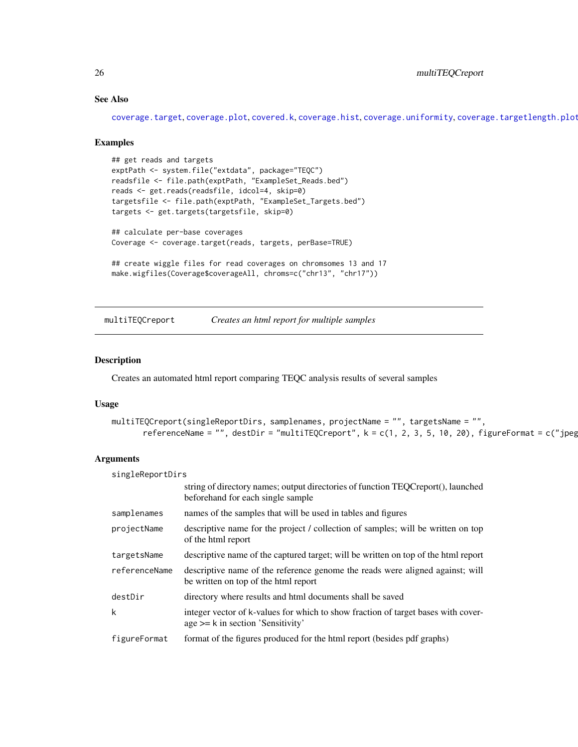### See Also

coverage.target, coverage.plot, covered.k, coverage.hist, coverage.uniformity, coverage.targetlength.plot

### Examples

```
## get reads and targets
exptPath <- system.file("extdata", package="TEQC")
readsfile <- file.path(exptPath, "ExampleSet_Reads.bed")
reads <- get.reads(readsfile, idcol=4, skip=0)
targetsfile <- file.path(exptPath, "ExampleSet_Targets.bed")
targets <- get.targets(targetsfile, skip=0)

## calculate per-base coverages
Coverage <- coverage.target(reads, targets, perBase=TRUE)

## create wiggle files for read coverages on chromsomes 13 and 17
make.wigfiles(Coverage$coverageAll, chroms=c("chr13", "chr17"))
```

---

## multiTEQCreport    *Creates an html report for multiple samples*

---

### Description

Creates an automated html report comparing TEQC analysis results of several samples

### Usage

```
multiTEQCreport(singleReportDirs, samplenames, projectName = "", targetsName = "",
       referenceName = "", destDir = "multiTEQCreport", k = c(1, 2, 3, 5, 10, 20), figureFormat = c("jpeg
```

### Arguments

| | |
|---|---|
| singleReportDirs | string of directory names; output directories of function TEQCreport(), launched beforehand for each single sample |
| samplenames | names of the samples that will be used in tables and figures |
| projectName | descriptive name for the project / collection of samples; will be written on top of the html report |
| targetsName | descriptive name of the captured target; will be written on top of the html report |
| referenceName | descriptive name of the reference genome the reads were aligned against; will be written on top of the html report |
| destDir | directory where results and html documents shall be saved |
| k | integer vector of k-values for which to show fraction of target bases with coverage >= k in section 'Sensitivity' |
| figureFormat | format of the figures produced for the html report (besides pdf graphs) |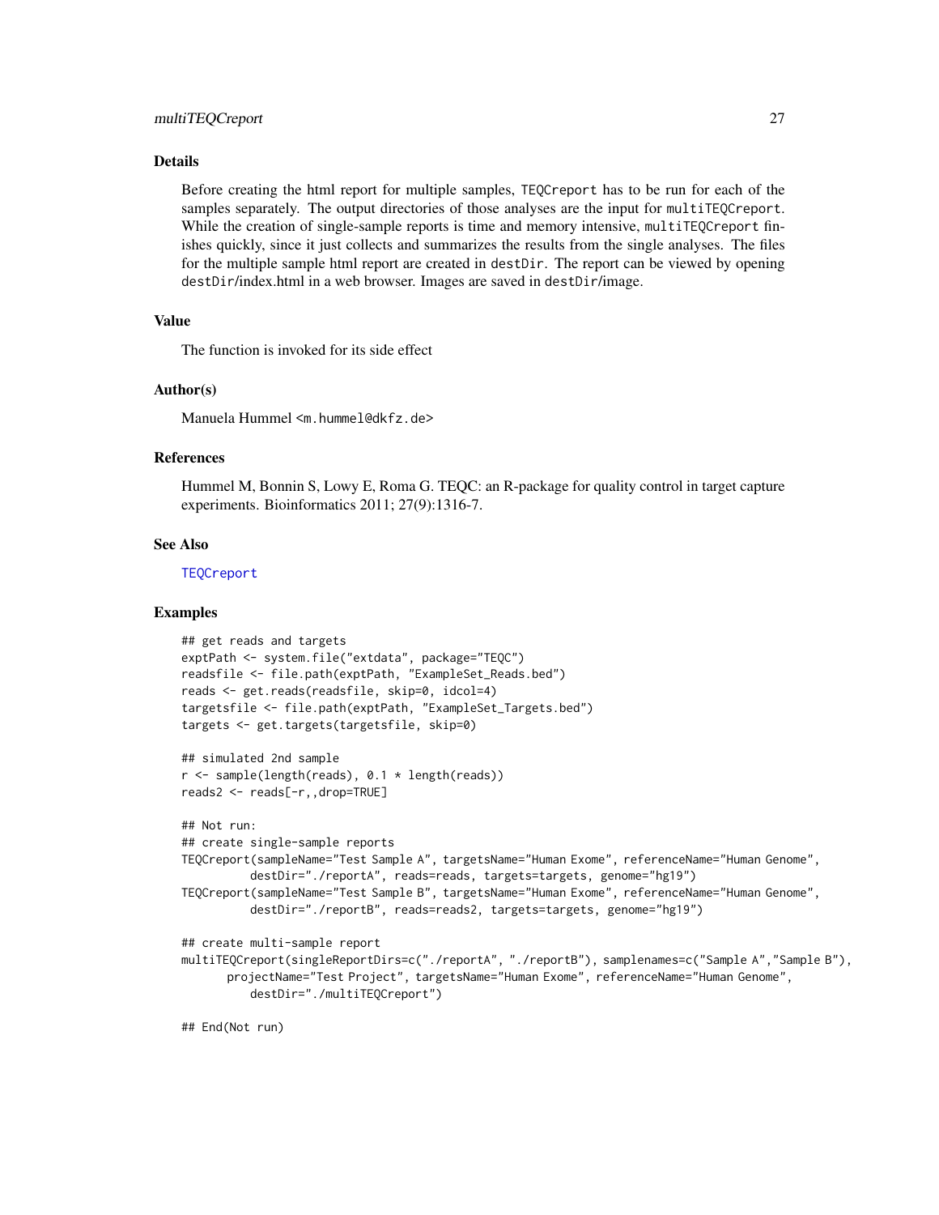## Details

Before creating the html report for multiple samples, `TEQCreport` has to be run for each of the samples separately. The output directories of those analyses are the input for `multiTEQCreport`. While the creation of single-sample reports is time and memory intensive, `multiTEQCreport` finishes quickly, since it just collects and summarizes the results from the single analyses. The files for the multiple sample html report are created in `destDir`. The report can be viewed by opening `destDir`/index.html in a web browser. Images are saved in `destDir`/image.

## Value

The function is invoked for its side effect

## Author(s)

Manuela Hummel <m.hummel@dkfz.de>

## References

Hummel M, Bonnin S, Lowy E, Roma G. TEQC: an R-package for quality control in target capture experiments. Bioinformatics 2011; 27(9):1316-7.

## See Also

`TEQCreport`

## Examples

```
## get reads and targets
exptPath <- system.file("extdata", package="TEQC")
readsfile <- file.path(exptPath, "ExampleSet_Reads.bed")
reads <- get.reads(readsfile, skip=0, idcol=4)
targetsfile <- file.path(exptPath, "ExampleSet_Targets.bed")
targets <- get.targets(targetsfile, skip=0)

## simulated 2nd sample
r <- sample(length(reads), 0.1 * length(reads))
reads2 <- reads[-r,,drop=TRUE]

## Not run:
## create single-sample reports
TEQCreport(sampleName="Test Sample A", targetsName="Human Exome", referenceName="Human Genome",
          destDir="./reportA", reads=reads, targets=targets, genome="hg19")
TEQCreport(sampleName="Test Sample B", targetsName="Human Exome", referenceName="Human Genome",
          destDir="./reportB", reads=reads2, targets=targets, genome="hg19")

## create multi-sample report
multiTEQCreport(singleReportDirs=c("./reportA", "./reportB"), samplenames=c("Sample A","Sample B"),
       projectName="Test Project", targetsName="Human Exome", referenceName="Human Genome",
          destDir="./multiTEQCreport")

## End(Not run)
```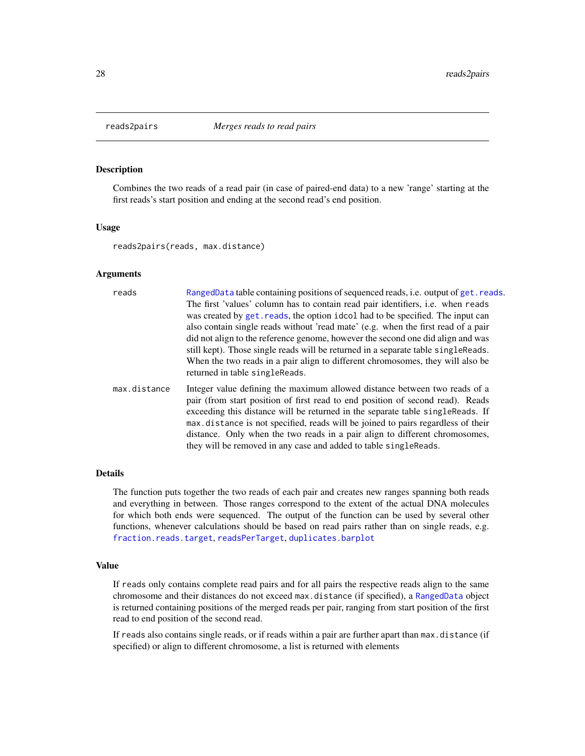## reads2pairs *Merges reads to read pairs*

### Description

Combines the two reads of a read pair (in case of paired-end data) to a new 'range' starting at the first reads's start position and ending at the second read's end position.

### Usage

```
reads2pairs(reads, max.distance)
```

### Arguments

| | |
|---|---|
| `reads` | `RangedData` table containing positions of sequenced reads, i.e. output of `get.reads`. The first 'values' column has to contain read pair identifiers, i.e. when `reads` was created by `get.reads`, the option `idcol` had to be specified. The input can also contain single reads without 'read mate' (e.g. when the first read of a pair did not align to the reference genome, however the second one did align and was still kept). Those single reads will be returned in a separate table `singleReads`. When the two reads in a pair align to different chromosomes, they will also be returned in table `singleReads`. |
| `max.distance` | Integer value defining the maximum allowed distance between two reads of a pair (from start position of first read to end position of second read). Reads exceeding this distance will be returned in the separate table `singleReads`. If `max.distance` is not specified, reads will be joined to pairs regardless of their distance. Only when the two reads in a pair align to different chromosomes, they will be removed in any case and added to table `singleReads`. |

### Details

The function puts together the two reads of each pair and creates new ranges spanning both reads and everything in between. Those ranges correspond to the extent of the actual DNA molecules for which both ends were sequenced. The output of the function can be used by several other functions, whenever calculations should be based on read pairs rather than on single reads, e.g. `fraction.reads.target`, `readsPerTarget`, `duplicates.barplot`

### Value

If `reads` only contains complete read pairs and for all pairs the respective reads align to the same chromosome and their distances do not exceed `max.distance` (if specified), a `RangedData` object is returned containing positions of the merged reads per pair, ranging from start position of the first read to end position of the second read.

If `reads` also contains single reads, or if reads within a pair are further apart than `max.distance` (if specified) or align to different chromosome, a list is returned with elements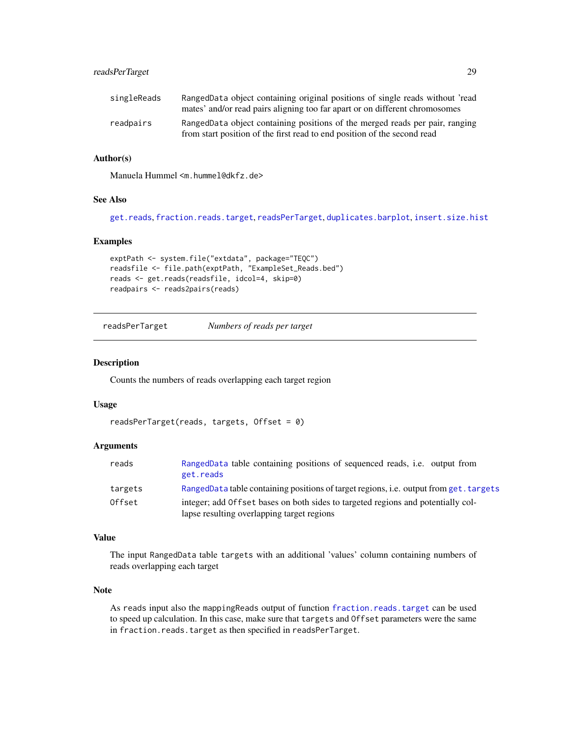| | |
|---|---|
| singleReads | RangedData object containing original positions of single reads without 'read mates' and/or read pairs aligning too far apart or on different chromosomes |
| readpairs | RangedData object containing positions of the merged reads per pair, ranging from start position of the first read to end position of the second read |

### Author(s)

Manuela Hummel <m.hummel@dkfz.de>

### See Also

get.reads, fraction.reads.target, readsPerTarget, duplicates.barplot, insert.size.hist

### Examples

```
exptPath <- system.file("extdata", package="TEQC")
readsfile <- file.path(exptPath, "ExampleSet_Reads.bed")
reads <- get.reads(readsfile, idcol=4, skip=0)
readpairs <- reads2pairs(reads)
```

---

## readsPerTarget — *Numbers of reads per target*

### Description

Counts the numbers of reads overlapping each target region

### Usage

```
readsPerTarget(reads, targets, Offset = 0)
```

### Arguments

| | |
|---|---|
| reads | RangedData table containing positions of sequenced reads, i.e. output from get.reads |
| targets | RangedData table containing positions of target regions, i.e. output from get.targets |
| Offset | integer; add Offset bases on both sides to targeted regions and potentially collapse resulting overlapping target regions |

### Value

The input RangedData table targets with an additional 'values' column containing numbers of reads overlapping each target

### Note

As reads input also the mappingReads output of function fraction.reads.target can be used to speed up calculation. In this case, make sure that targets and Offset parameters were the same in fraction.reads.target as then specified in readsPerTarget.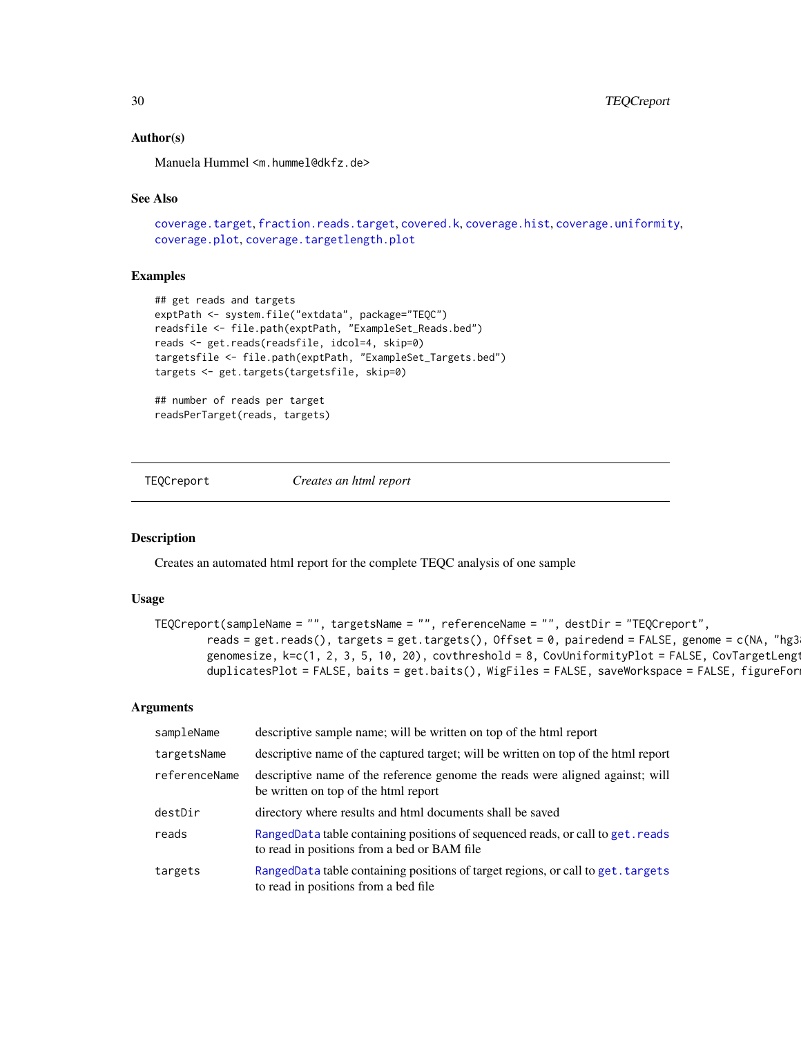### Author(s)

Manuela Hummel <m.hummel@dkfz.de>

### See Also

coverage.target, fraction.reads.target, covered.k, coverage.hist, coverage.uniformity, coverage.plot, coverage.targetlength.plot

### Examples

```
## get reads and targets
exptPath <- system.file("extdata", package="TEQC")
readsfile <- file.path(exptPath, "ExampleSet_Reads.bed")
reads <- get.reads(readsfile, idcol=4, skip=0)
targetsfile <- file.path(exptPath, "ExampleSet_Targets.bed")
targets <- get.targets(targetsfile, skip=0)

## number of reads per target
readsPerTarget(reads, targets)
```

---

## TEQCreport *Creates an html report*

---

### Description

Creates an automated html report for the complete TEQC analysis of one sample

### Usage

```
TEQCreport(sampleName = "", targetsName = "", referenceName = "", destDir = "TEQCreport",
        reads = get.reads(), targets = get.targets(), Offset = 0, pairedend = FALSE, genome = c(NA, "hg3
        genomesize, k=c(1, 2, 3, 5, 10, 20), covthreshold = 8, CovUniformityPlot = FALSE, CovTargetLengt
        duplicatesPlot = FALSE, baits = get.baits(), WigFiles = FALSE, saveWorkspace = FALSE, figureForm
```

### Arguments

| | |
|---|---|
| sampleName | descriptive sample name; will be written on top of the html report |
| targetsName | descriptive name of the captured target; will be written on top of the html report |
| referenceName | descriptive name of the reference genome the reads were aligned against; will be written on top of the html report |
| destDir | directory where results and html documents shall be saved |
| reads | RangedData table containing positions of sequenced reads, or call to get.reads to read in positions from a bed or BAM file |
| targets | RangedData table containing positions of target regions, or call to get.targets to read in positions from a bed file |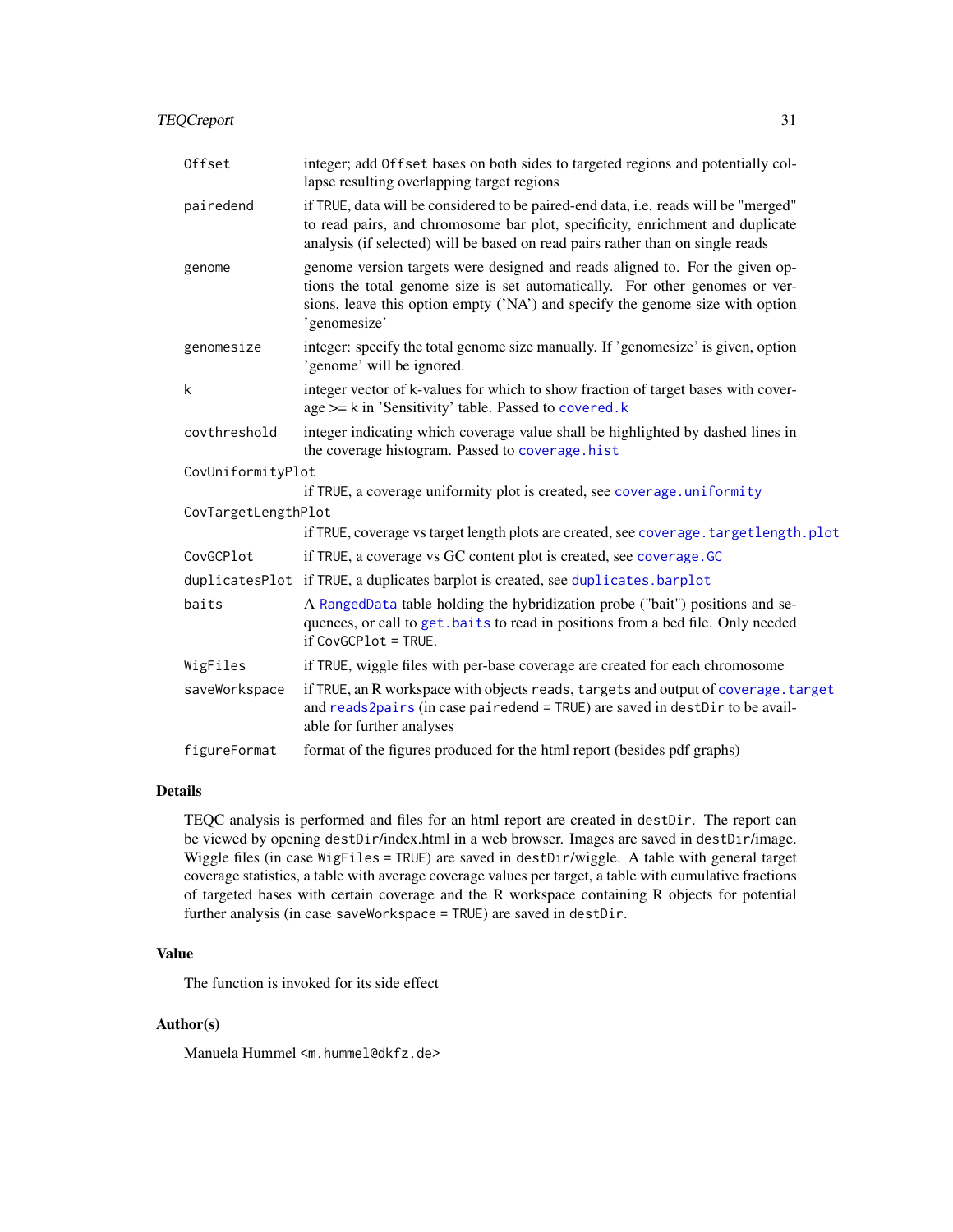| | |
|---|---|
| `Offset` | integer; add `Offset` bases on both sides to targeted regions and potentially collapse resulting overlapping target regions |
| `pairedend` | if `TRUE`, data will be considered to be paired-end data, i.e. reads will be "merged" to read pairs, and chromosome bar plot, specificity, enrichment and duplicate analysis (if selected) will be based on read pairs rather than on single reads |
| `genome` | genome version targets were designed and reads aligned to. For the given options the total genome size is set automatically. For other genomes or versions, leave this option empty ('NA') and specify the genome size with option 'genomesize' |
| `genomesize` | integer: specify the total genome size manually. If 'genomesize' is given, option 'genome' will be ignored. |
| `k` | integer vector of `k`-values for which to show fraction of target bases with coverage >= k in 'Sensitivity' table. Passed to `covered.k` |
| `covthreshold` | integer indicating which coverage value shall be highlighted by dashed lines in the coverage histogram. Passed to `coverage.hist` |
| `CovUniformityPlot` | if `TRUE`, a coverage uniformity plot is created, see `coverage.uniformity` |
| `CovTargetLengthPlot` | if `TRUE`, coverage vs target length plots are created, see `coverage.targetlength.plot` |
| `CovGCPlot` | if `TRUE`, a coverage vs GC content plot is created, see `coverage.GC` |
| `duplicatesPlot` | if `TRUE`, a duplicates barplot is created, see `duplicates.barplot` |
| `baits` | A `RangedData` table holding the hybridization probe ("bait") positions and sequences, or call to `get.baits` to read in positions from a bed file. Only needed if `CovGCPlot = TRUE`. |
| `WigFiles` | if `TRUE`, wiggle files with per-base coverage are created for each chromosome |
| `saveWorkspace` | if `TRUE`, an R workspace with objects `reads`, `targets` and output of `coverage.target` and `reads2pairs` (in case `pairedend = TRUE`) are saved in `destDir` to be available for further analyses |
| `figureFormat` | format of the figures produced for the html report (besides pdf graphs) |

## Details

TEQC analysis is performed and files for an html report are created in `destDir`. The report can be viewed by opening `destDir`/index.html in a web browser. Images are saved in `destDir`/image. Wiggle files (in case `WigFiles = TRUE`) are saved in `destDir`/wiggle. A table with general target coverage statistics, a table with average coverage values per target, a table with cumulative fractions of targeted bases with certain coverage and the R workspace containing R objects for potential further analysis (in case `saveWorkspace = TRUE`) are saved in `destDir`.

## Value

The function is invoked for its side effect

## Author(s)

Manuela Hummel <`m.hummel@dkfz.de`>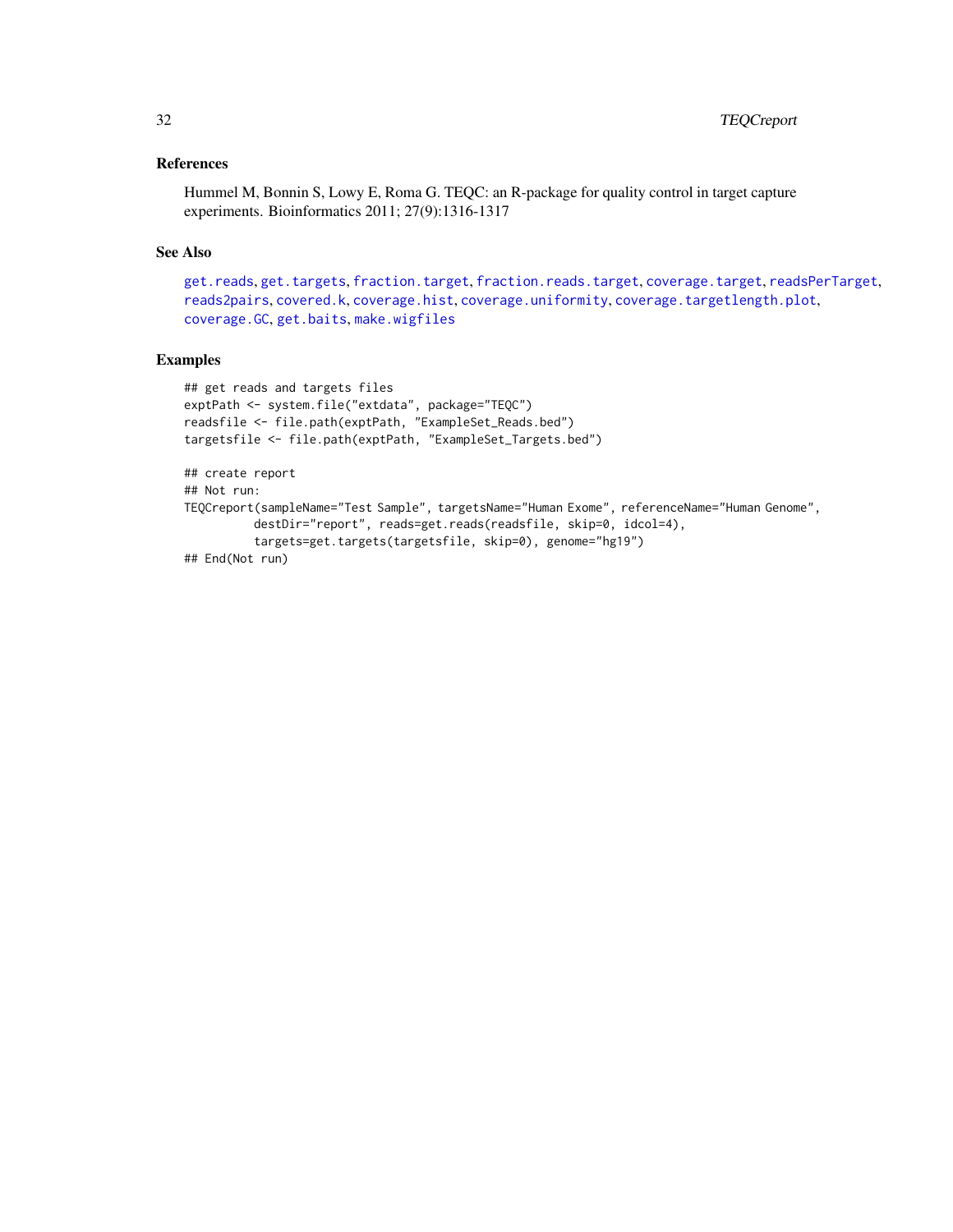### References

Hummel M, Bonnin S, Lowy E, Roma G. TEQC: an R-package for quality control in target capture experiments. Bioinformatics 2011; 27(9):1316-1317

### See Also

get.reads, get.targets, fraction.target, fraction.reads.target, coverage.target, readsPerTarget, reads2pairs, covered.k, coverage.hist, coverage.uniformity, coverage.targetlength.plot, coverage.GC, get.baits, make.wigfiles

### Examples

```
## get reads and targets files
exptPath <- system.file("extdata", package="TEQC")
readsfile <- file.path(exptPath, "ExampleSet_Reads.bed")
targetsfile <- file.path(exptPath, "ExampleSet_Targets.bed")

## create report
## Not run:
TEQCreport(sampleName="Test Sample", targetsName="Human Exome", referenceName="Human Genome",
          destDir="report", reads=get.reads(readsfile, skip=0, idcol=4),
          targets=get.targets(targetsfile, skip=0), genome="hg19")
## End(Not run)
```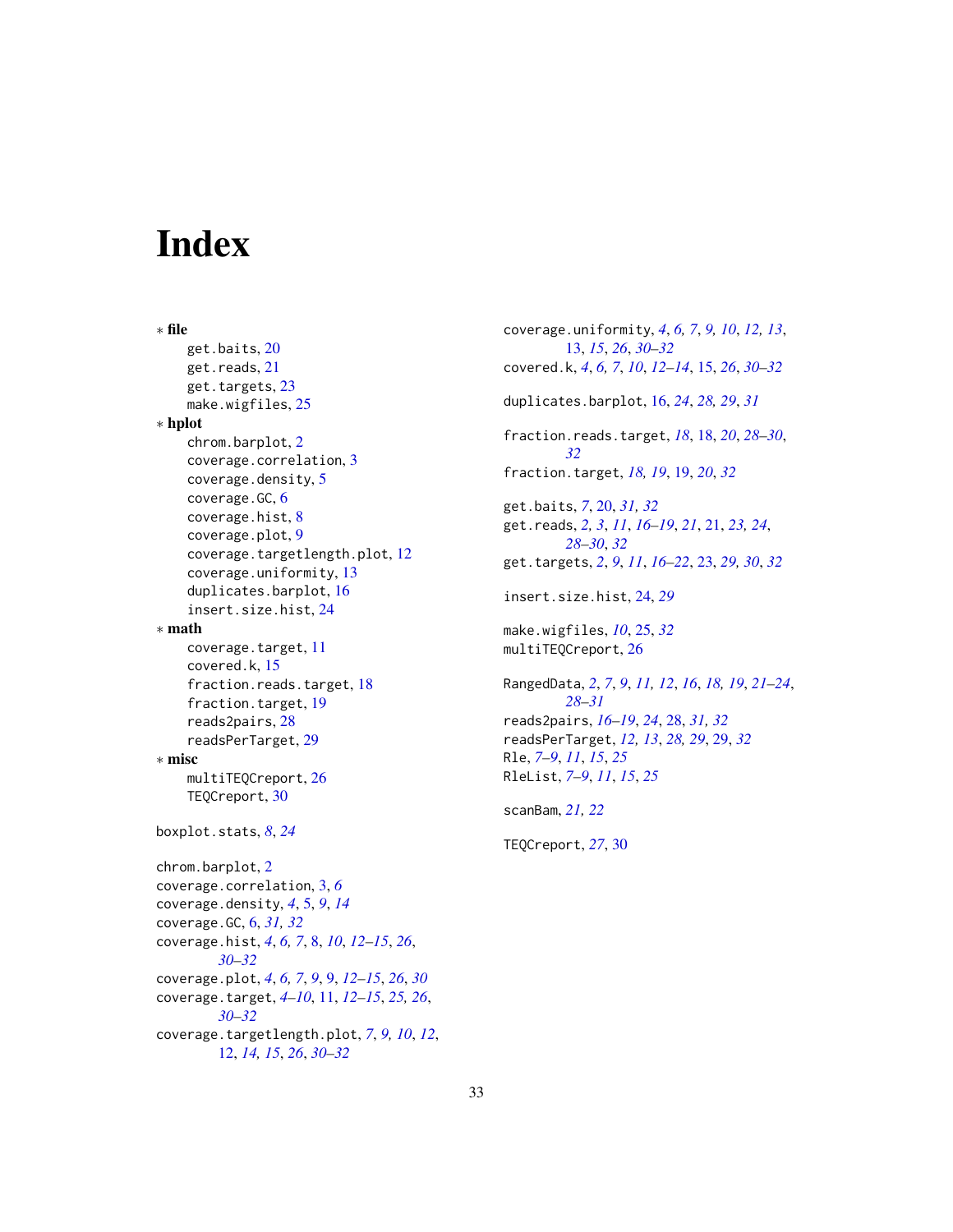# Index

∗ **file**
- get.baits, 20
- get.reads, 21
- get.targets, 23
- make.wigfiles, 25

∗ **hplot**
- chrom.barplot, 2
- coverage.correlation, 3
- coverage.density, 5
- coverage.GC, 6
- coverage.hist, 8
- coverage.plot, 9
- coverage.targetlength.plot, 12
- coverage.uniformity, 13
- duplicates.barplot, 16
- insert.size.hist, 24

∗ **math**
- coverage.target, 11
- covered.k, 15
- fraction.reads.target, 18
- fraction.target, 19
- reads2pairs, 28
- readsPerTarget, 29

∗ **misc**
- multiTEQCreport, 26
- TEQCreport, 30

boxplot.stats, *8*, *24*

chrom.barplot, 2
coverage.correlation, 3, *6*
coverage.density, *4*, 5, *9*, *14*
coverage.GC, 6, *31, 32*
coverage.hist, *4*, *6, 7*, 8, *10*, *12–15*, *26*, *30–32*
coverage.plot, *4*, *6, 7*, *9*, 9, *12–15*, *26*, *30*
coverage.target, *4–10*, 11, *12–15*, *25, 26*, *30–32*
coverage.targetlength.plot, *7*, *9, 10*, *12*, 12, *14, 15*, *26*, *30–32*
coverage.uniformity, *4*, *6, 7*, *9, 10*, *12, 13*, 13, *15*, *26*, *30–32*
covered.k, *4*, *6, 7*, *10*, *12–14*, 15, *26*, *30–32*

duplicates.barplot, 16, *24*, *28, 29*, *31*

fraction.reads.target, *18*, 18, *20*, *28–30*, *32*
fraction.target, *18, 19*, 19, *20*, *32*

get.baits, *7*, 20, *31, 32*
get.reads, *2, 3*, *11*, *16–19*, *21*, 21, *23, 24*, *28–30*, *32*
get.targets, *2*, *9*, *11*, *16–22*, 23, *29, 30*, *32*

insert.size.hist, 24, *29*

make.wigfiles, *10*, 25, *32*
multiTEQCreport, 26

RangedData, *2*, *7*, *9*, *11, 12*, *16*, *18, 19*, *21–24*, *28–31*
reads2pairs, *16–19*, *24*, 28, *31, 32*
readsPerTarget, *12, 13*, *28, 29*, 29, *32*
Rle, *7–9*, *11*, *15*, *25*
RleList, *7–9*, *11*, *15*, *25*

scanBam, *21, 22*

TEQCreport, *27*, 30